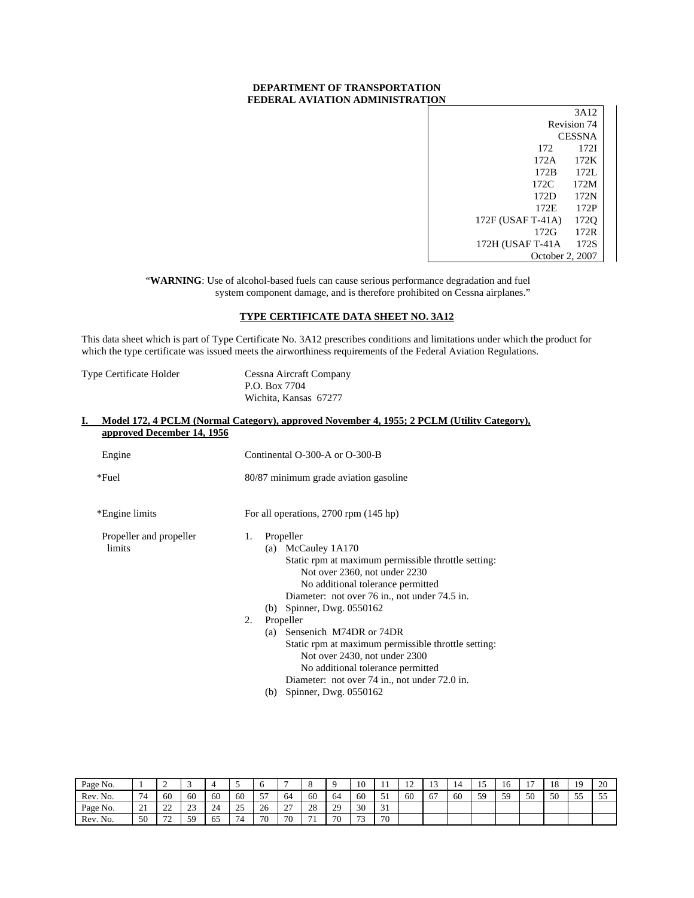**DEPARTMENT OF TRANSPORTATION**
**FEDERAL AVIATION ADMINISTRATION**

| |
|---|
| 3A12 |
| Revision 74 |
| CESSNA |
| 172 &nbsp;&nbsp; 172I |
| 172A &nbsp;&nbsp; 172K |
| 172B &nbsp;&nbsp; 172L |
| 172C &nbsp;&nbsp; 172M |
| 172D &nbsp;&nbsp; 172N |
| 172E &nbsp;&nbsp; 172P |
| 172F (USAF T-41A) &nbsp;&nbsp; 172Q |
| 172G &nbsp;&nbsp; 172R |
| 172H (USAF T-41A &nbsp;&nbsp; 172S |
| October 2, 2007 |

"**WARNING**: Use of alcohol-based fuels can cause serious performance degradation and fuel system component damage, and is therefore prohibited on Cessna airplanes."

## TYPE CERTIFICATE DATA SHEET NO. 3A12

This data sheet which is part of Type Certificate No. 3A12 prescribes conditions and limitations under which the product for which the type certificate was issued meets the airworthiness requirements of the Federal Aviation Regulations.

Type Certificate Holder — Cessna Aircraft Company
P.O. Box 7704
Wichita, Kansas 67277

### I. Model 172, 4 PCLM (Normal Category), approved November 4, 1955; 2 PCLM (Utility Category), approved December 14, 1956

Engine — Continental O-300-A or O-300-B

*Fuel — 80/87 minimum grade aviation gasoline

*Engine limits — For all operations, 2700 rpm (145 hp)

Propeller and propeller limits —

1. Propeller
   (a) McCauley 1A170
       Static rpm at maximum permissible throttle setting:
           Not over 2360, not under 2230
           No additional tolerance permitted
       Diameter: not over 76 in., not under 74.5 in.
   (b) Spinner, Dwg. 0550162
2. Propeller
   (a) Sensenich M74DR or 74DR
       Static rpm at maximum permissible throttle setting:
           Not over 2430, not under 2300
           No additional tolerance permitted
       Diameter: not over 74 in., not under 72.0 in.
   (b) Spinner, Dwg. 0550162

| Page No. | 1 | 2 | 3 | 4 | 5 | 6 | 7 | 8 | 9 | 10 | 11 | 12 | 13 | 14 | 15 | 16 | 17 | 18 | 19 | 20 |
|---|---|---|---|---|---|---|---|---|---|---|---|---|---|---|---|---|---|---|---|---|
| Rev. No. | 74 | 60 | 60 | 60 | 60 | 57 | 64 | 60 | 64 | 60 | 51 | 60 | 67 | 60 | 59 | 59 | 50 | 50 | 55 | 55 |
| Page No. | 21 | 22 | 23 | 24 | 25 | 26 | 27 | 28 | 29 | 30 | 31 | | | | | | | | | |
| Rev. No. | 50 | 72 | 59 | 65 | 74 | 70 | 70 | 71 | 70 | 73 | 70 | | | | | | | | | |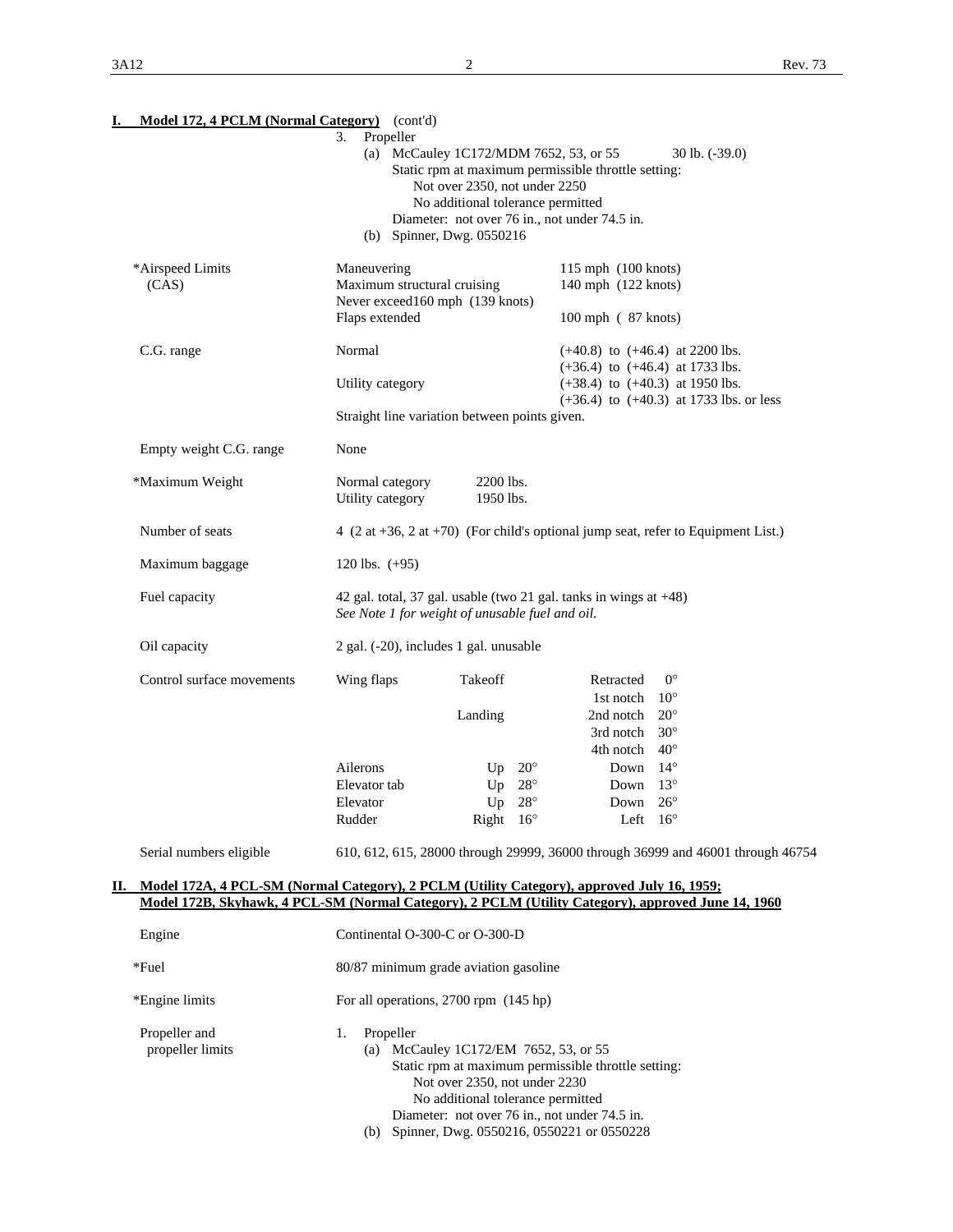## I. Model 172, 4 PCLM (Normal Category) (cont'd)

| | |
|---|---|
| | 3. Propeller<br>(a) McCauley 1C172/MDM 7652, 53, or 55 — 30 lb. (-39.0)<br>Static rpm at maximum permissible throttle setting:<br>Not over 2350, not under 2250<br>No additional tolerance permitted<br>Diameter: not over 76 in., not under 74.5 in.<br>(b) Spinner, Dwg. 0550216 |
| *Airspeed Limits (CAS) | Maneuvering — 115 mph (100 knots)<br>Maximum structural cruising — 140 mph (122 knots)<br>Never exceed 160 mph (139 knots)<br>Flaps extended — 100 mph ( 87 knots) |
| C.G. range | Normal — (+40.8) to (+46.4) at 2200 lbs.<br>(+36.4) to (+46.4) at 1733 lbs.<br>Utility category — (+38.4) to (+40.3) at 1950 lbs.<br>(+36.4) to (+40.3) at 1733 lbs. or less<br>Straight line variation between points given. |
| Empty weight C.G. range | None |
| *Maximum Weight | Normal category 2200 lbs.<br>Utility category 1950 lbs. |
| Number of seats | 4 (2 at +36, 2 at +70) (For child's optional jump seat, refer to Equipment List.) |
| Maximum baggage | 120 lbs. (+95) |
| Fuel capacity | 42 gal. total, 37 gal. usable (two 21 gal. tanks in wings at +48)<br>*See Note 1 for weight of unusable fuel and oil.* |
| Oil capacity | 2 gal. (-20), includes 1 gal. unusable |

Control surface movements

| | | | | |
|---|---|---|---|---|
| Wing flaps | Takeoff | | Retracted | 0° |
| | | | 1st notch | 10° |
| | Landing | | 2nd notch | 20° |
| | | | 3rd notch | 30° |
| | | | 4th notch | 40° |
| Ailerons | Up | 20° | Down | 14° |
| Elevator tab | Up | 28° | Down | 13° |
| Elevator | Up | 28° | Down | 26° |
| Rudder | Right | 16° | Left | 16° |

Serial numbers eligible: 610, 612, 615, 28000 through 29999, 36000 through 36999 and 46001 through 46754

## II. Model 172A, 4 PCL-SM (Normal Category), 2 PCLM (Utility Category), approved July 16, 1959; Model 172B, Skyhawk, 4 PCL-SM (Normal Category), 2 PCLM (Utility Category), approved June 14, 1960

| | |
|---|---|
| Engine | Continental O-300-C or O-300-D |
| *Fuel | 80/87 minimum grade aviation gasoline |
| *Engine limits | For all operations, 2700 rpm (145 hp) |
| Propeller and propeller limits | 1. Propeller<br>(a) McCauley 1C172/EM 7652, 53, or 55<br>Static rpm at maximum permissible throttle setting:<br>Not over 2350, not under 2230<br>No additional tolerance permitted<br>Diameter: not over 76 in., not under 74.5 in.<br>(b) Spinner, Dwg. 0550216, 0550221 or 0550228 |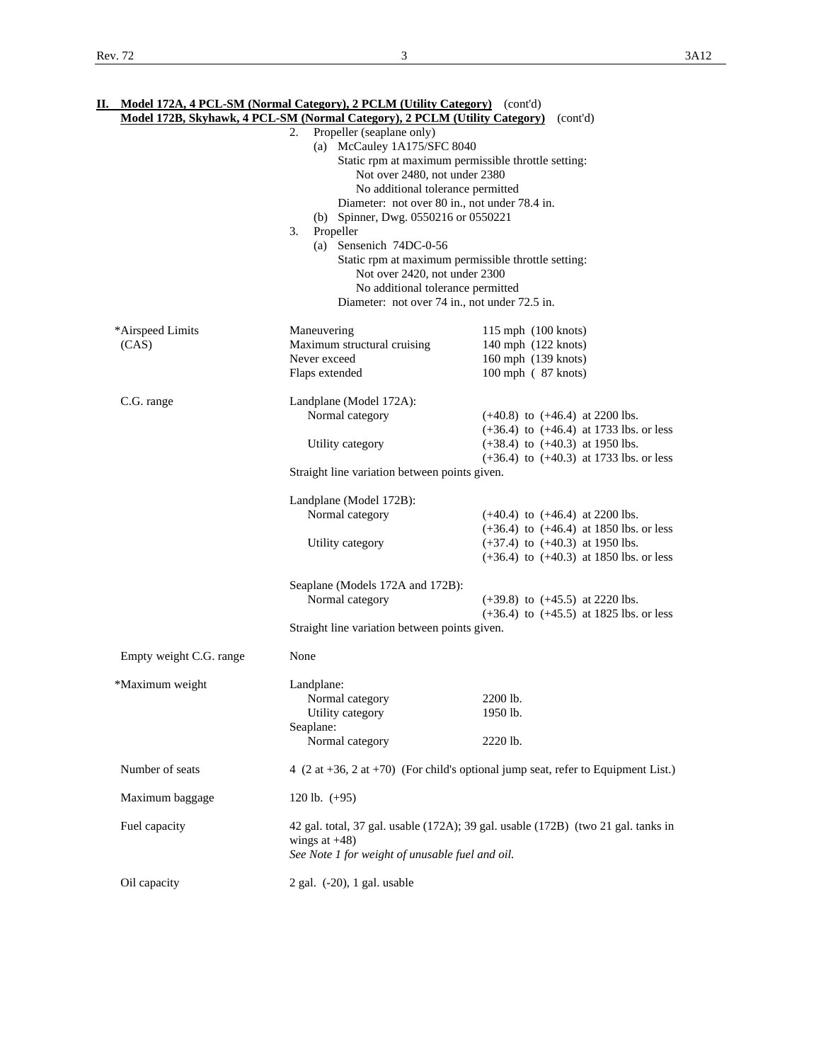## II. Model 172A, 4 PCL-SM (Normal Category), 2 PCLM (Utility Category) (cont'd)
## Model 172B, Skyhawk, 4 PCL-SM (Normal Category), 2 PCLM (Utility Category) (cont'd)

2. Propeller (seaplane only)
   - (a) McCauley 1A175/SFC 8040
     - Static rpm at maximum permissible throttle setting:
       - Not over 2480, not under 2380
       - No additional tolerance permitted
     - Diameter: not over 80 in., not under 78.4 in.
   - (b) Spinner, Dwg. 0550216 or 0550221
3. Propeller
   - (a) Sensenich 74DC-0-56
     - Static rpm at maximum permissible throttle setting:
       - Not over 2420, not under 2300
       - No additional tolerance permitted
     - Diameter: not over 74 in., not under 72.5 in.

| | | |
|---|---|---|
| *Airspeed Limits (CAS) | Maneuvering | 115 mph (100 knots) |
| | Maximum structural cruising | 140 mph (122 knots) |
| | Never exceed | 160 mph (139 knots) |
| | Flaps extended | 100 mph ( 87 knots) |
| C.G. range | Landplane (Model 172A): | |
| | Normal category | (+40.8) to (+46.4) at 2200 lbs. |
| | | (+36.4) to (+46.4) at 1733 lbs. or less |
| | Utility category | (+38.4) to (+40.3) at 1950 lbs. |
| | | (+36.4) to (+40.3) at 1733 lbs. or less |
| | Straight line variation between points given. | |
| | Landplane (Model 172B): | |
| | Normal category | (+40.4) to (+46.4) at 2200 lbs. |
| | | (+36.4) to (+46.4) at 1850 lbs. or less |
| | Utility category | (+37.4) to (+40.3) at 1950 lbs. |
| | | (+36.4) to (+40.3) at 1850 lbs. or less |
| | Seaplane (Models 172A and 172B): | |
| | Normal category | (+39.8) to (+45.5) at 2220 lbs. |
| | | (+36.4) to (+45.5) at 1825 lbs. or less |
| | Straight line variation between points given. | |
| Empty weight C.G. range | None | |
| *Maximum weight | Landplane: | |
| | Normal category | 2200 lb. |
| | Utility category | 1950 lb. |
| | Seaplane: | |
| | Normal category | 2220 lb. |
| Number of seats | 4 (2 at +36, 2 at +70) (For child's optional jump seat, refer to Equipment List.) | |
| Maximum baggage | 120 lb. (+95) | |
| Fuel capacity | 42 gal. total, 37 gal. usable (172A); 39 gal. usable (172B) (two 21 gal. tanks in wings at +48)<br>*See Note 1 for weight of unusable fuel and oil.* | |
| Oil capacity | 2 gal. (-20), 1 gal. usable | |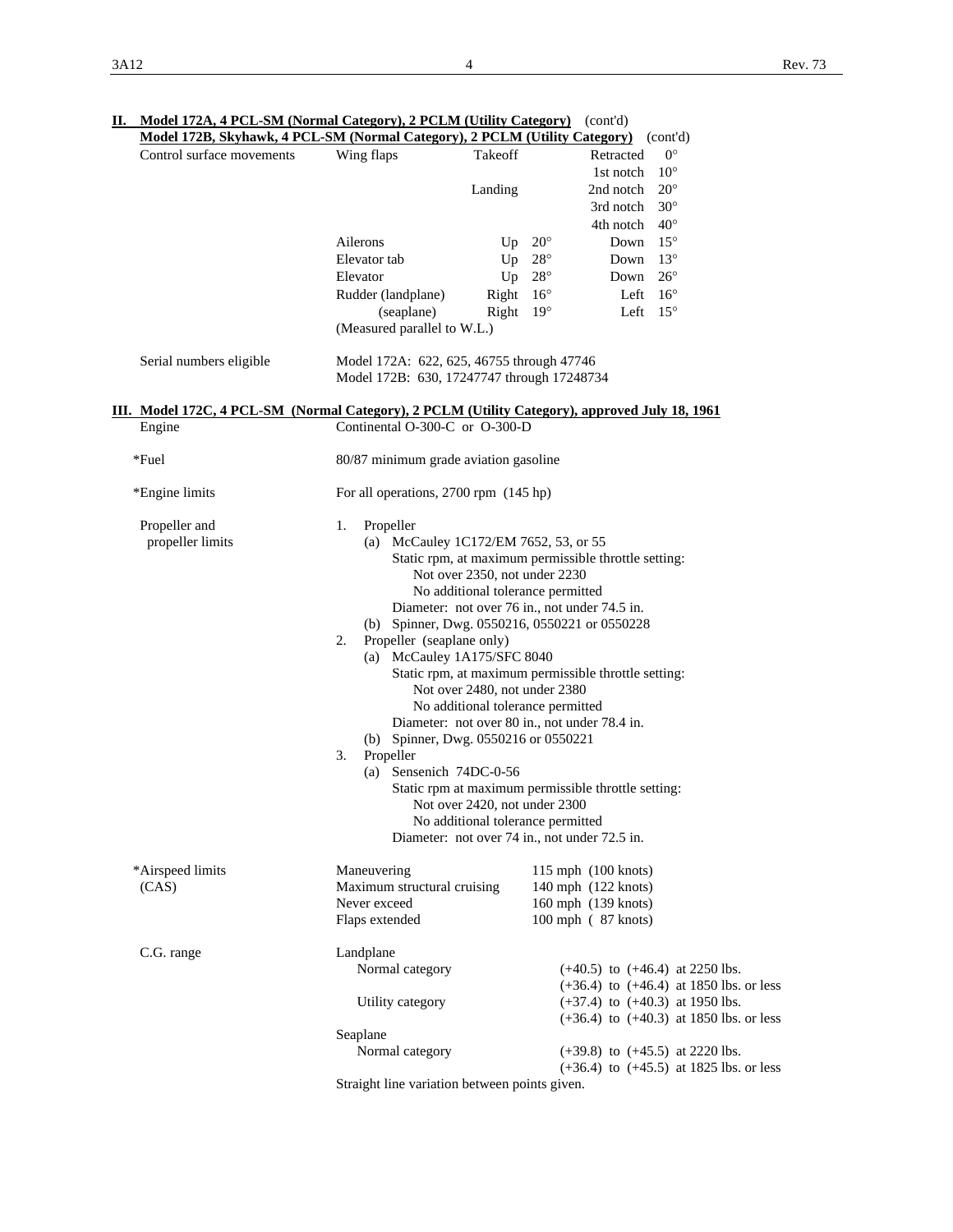## II. Model 172A, 4 PCL-SM (Normal Category), 2 PCLM (Utility Category) (cont'd)
## Model 172B, Skyhawk, 4 PCL-SM (Normal Category), 2 PCLM (Utility Category) (cont'd)

| | | | | | |
|---|---|---|---|---|---|
| Control surface movements | Wing flaps | Takeoff | | Retracted | 0° |
| | | | | 1st notch | 10° |
| | | Landing | | 2nd notch | 20° |
| | | | | 3rd notch | 30° |
| | | | | 4th notch | 40° |
| | Ailerons | Up | 20° | Down | 15° |
| | Elevator tab | Up | 28° | Down | 13° |
| | Elevator | Up | 28° | Down | 26° |
| | Rudder (landplane) | Right | 16° | Left | 16° |
| | (seaplane) | Right | 19° | Left | 15° |
| | (Measured parallel to W.L.) | | | | |

Serial numbers eligible
Model 172A: 622, 625, 46755 through 47746
Model 172B: 630, 17247747 through 17248734

## III. Model 172C, 4 PCL-SM (Normal Category), 2 PCLM (Utility Category), approved July 18, 1961

Engine
Continental O-300-C or O-300-D

*Fuel
80/87 minimum grade aviation gasoline

*Engine limits
For all operations, 2700 rpm (145 hp)

Propeller and propeller limits

1. Propeller
   (a) McCauley 1C172/EM 7652, 53, or 55
   Static rpm, at maximum permissible throttle setting:
   Not over 2350, not under 2230
   No additional tolerance permitted
   Diameter: not over 76 in., not under 74.5 in.
   (b) Spinner, Dwg. 0550216, 0550221 or 0550228
2. Propeller (seaplane only)
   (a) McCauley 1A175/SFC 8040
   Static rpm, at maximum permissible throttle setting:
   Not over 2480, not under 2380
   No additional tolerance permitted
   Diameter: not over 80 in., not under 78.4 in.
   (b) Spinner, Dwg. 0550216 or 0550221
3. Propeller
   (a) Sensenich 74DC-0-56
   Static rpm at maximum permissible throttle setting:
   Not over 2420, not under 2300
   No additional tolerance permitted
   Diameter: not over 74 in., not under 72.5 in.

*Airspeed limits (CAS)

| | |
|---|---|
| Maneuvering | 115 mph (100 knots) |
| Maximum structural cruising | 140 mph (122 knots) |
| Never exceed | 160 mph (139 knots) |
| Flaps extended | 100 mph ( 87 knots) |

C.G. range

Landplane

| | |
|---|---|
| Normal category | (+40.5) to (+46.4) at 2250 lbs. |
| | (+36.4) to (+46.4) at 1850 lbs. or less |
| Utility category | (+37.4) to (+40.3) at 1950 lbs. |
| | (+36.4) to (+40.3) at 1850 lbs. or less |

Seaplane

| | |
|---|---|
| Normal category | (+39.8) to (+45.5) at 2220 lbs. |
| | (+36.4) to (+45.5) at 1825 lbs. or less |

Straight line variation between points given.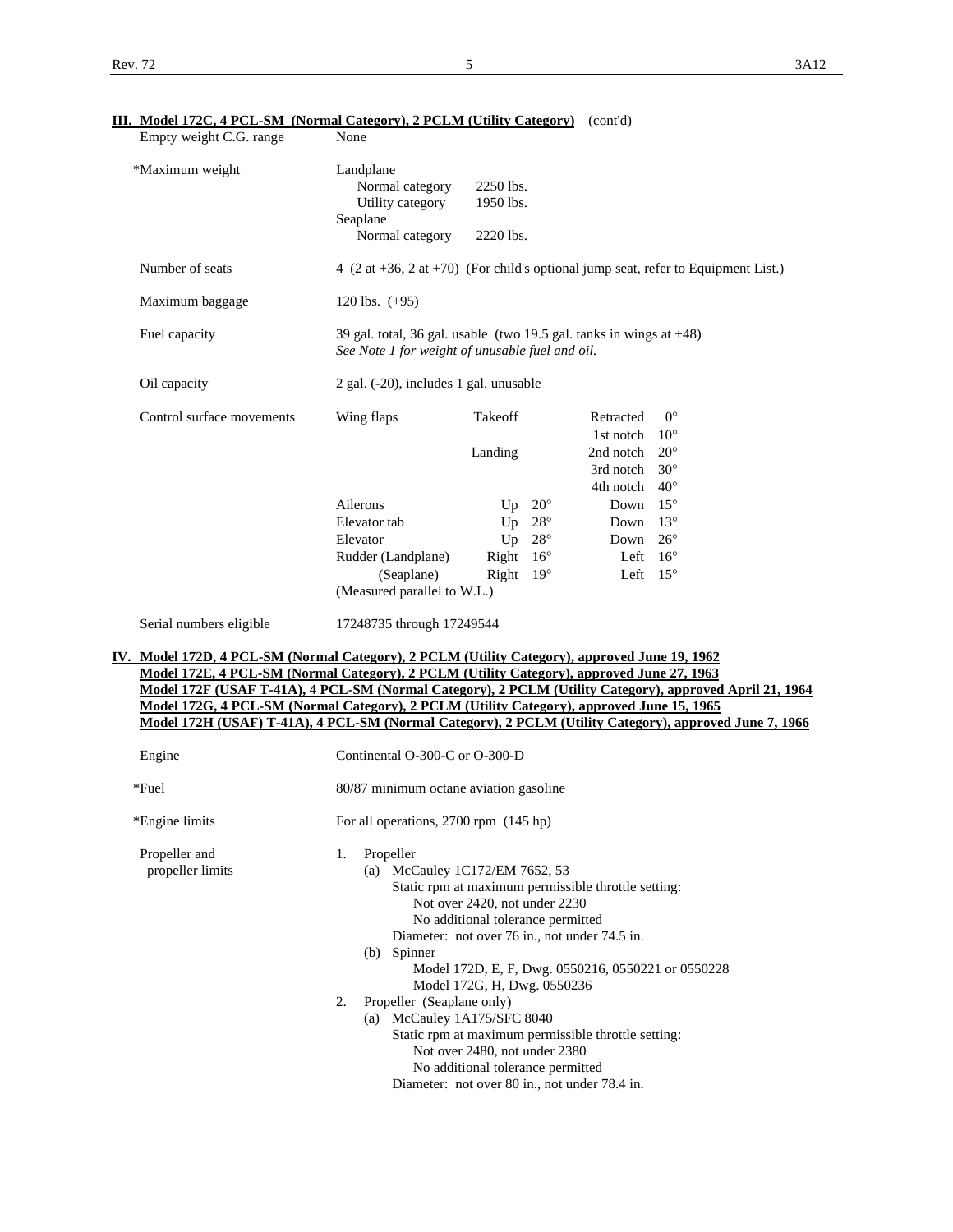## III. Model 172C, 4 PCL-SM (Normal Category), 2 PCLM (Utility Category) (cont'd)

| | |
|---|---|
| Empty weight C.G. range | None |
| *Maximum weight | Landplane<br>Normal category 2250 lbs.<br>Utility category 1950 lbs.<br>Seaplane<br>Normal category 2220 lbs. |
| Number of seats | 4 (2 at +36, 2 at +70) (For child's optional jump seat, refer to Equipment List.) |
| Maximum baggage | 120 lbs. (+95) |
| Fuel capacity | 39 gal. total, 36 gal. usable (two 19.5 gal. tanks in wings at +48)<br>*See Note 1 for weight of unusable fuel and oil.* |
| Oil capacity | 2 gal. (-20), includes 1 gal. unusable |

Control surface movements

| | | | | |
|---|---|---|---|---|
| Wing flaps | Takeoff | | Retracted | 0° |
| | | | 1st notch | 10° |
| | Landing | | 2nd notch | 20° |
| | | | 3rd notch | 30° |
| | | | 4th notch | 40° |
| Ailerons | Up | 20° | Down | 15° |
| Elevator tab | Up | 28° | Down | 13° |
| Elevator | Up | 28° | Down | 26° |
| Rudder (Landplane) | Right | 16° | Left | 16° |
| (Seaplane) | Right | 19° | Left | 15° |

(Measured parallel to W.L.)

Serial numbers eligible: 17248735 through 17249544

## IV. Model 172D, 4 PCL-SM (Normal Category), 2 PCLM (Utility Category), approved June 19, 1962
## Model 172E, 4 PCL-SM (Normal Category), 2 PCLM (Utility Category), approved June 27, 1963
## Model 172F (USAF T-41A), 4 PCL-SM (Normal Category), 2 PCLM (Utility Category), approved April 21, 1964
## Model 172G, 4 PCL-SM (Normal Category), 2 PCLM (Utility Category), approved June 15, 1965
## Model 172H (USAF) T-41A), 4 PCL-SM (Normal Category), 2 PCLM (Utility Category), approved June 7, 1966

| | |
|---|---|
| Engine | Continental O-300-C or O-300-D |
| *Fuel | 80/87 minimum octane aviation gasoline |
| *Engine limits | For all operations, 2700 rpm (145 hp) |

Propeller and propeller limits

1. Propeller
   - (a) McCauley 1C172/EM 7652, 53
     - Static rpm at maximum permissible throttle setting:
       - Not over 2420, not under 2230
       - No additional tolerance permitted
     - Diameter: not over 76 in., not under 74.5 in.
   - (b) Spinner
     - Model 172D, E, F, Dwg. 0550216, 0550221 or 0550228
     - Model 172G, H, Dwg. 0550236
2. Propeller (Seaplane only)
   - (a) McCauley 1A175/SFC 8040
     - Static rpm at maximum permissible throttle setting:
       - Not over 2480, not under 2380
       - No additional tolerance permitted
     - Diameter: not over 80 in., not under 78.4 in.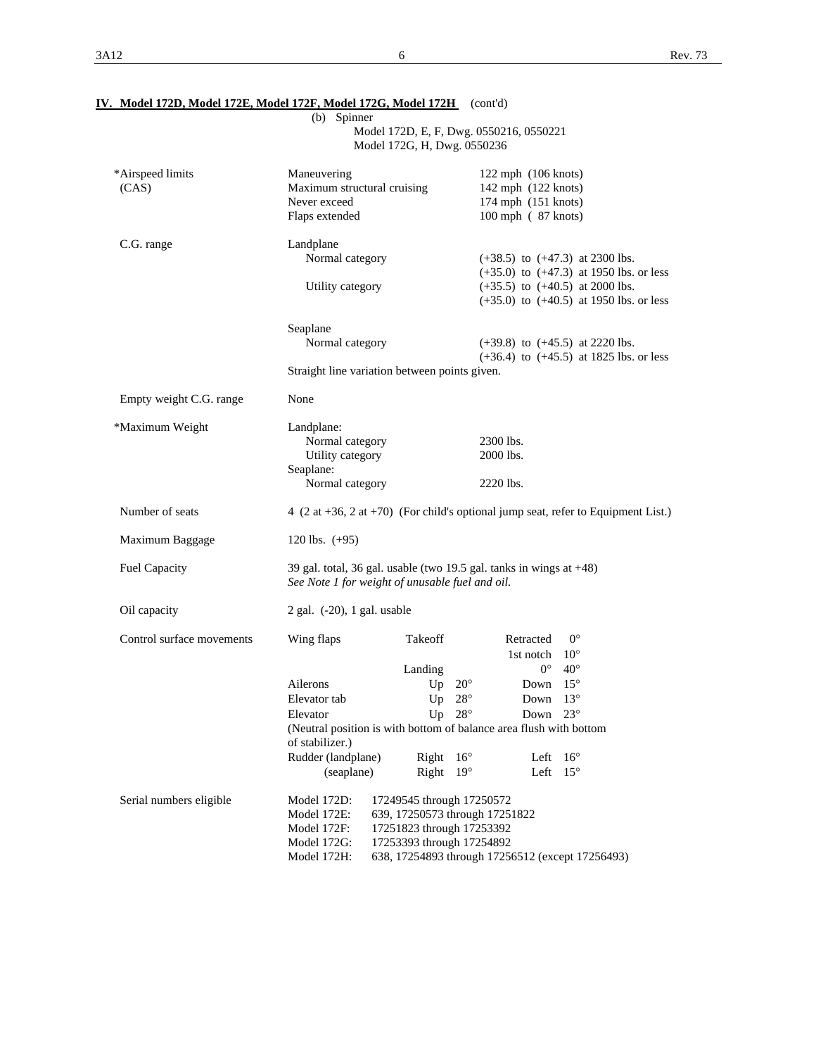**IV. Model 172D, Model 172E, Model 172F, Model 172G, Model 172H** (cont'd)

(b) Spinner
Model 172D, E, F, Dwg. 0550216, 0550221
Model 172G, H, Dwg. 0550236

| | | |
|---|---|---|
| *Airspeed limits (CAS) | Maneuvering | 122 mph (106 knots) |
| | Maximum structural cruising | 142 mph (122 knots) |
| | Never exceed | 174 mph (151 knots) |
| | Flaps extended | 100 mph ( 87 knots) |
| C.G. range | Landplane | |
| | Normal category | (+38.5) to (+47.3) at 2300 lbs. |
| | | (+35.0) to (+47.3) at 1950 lbs. or less |
| | Utility category | (+35.5) to (+40.5) at 2000 lbs. |
| | | (+35.0) to (+40.5) at 1950 lbs. or less |
| | Seaplane | |
| | Normal category | (+39.8) to (+45.5) at 2220 lbs. |
| | | (+36.4) to (+45.5) at 1825 lbs. or less |
| | Straight line variation between points given. | |
| Empty weight C.G. range | None | |
| *Maximum Weight | Landplane: | |
| | Normal category | 2300 lbs. |
| | Utility category | 2000 lbs. |
| | Seaplane: | |
| | Normal category | 2220 lbs. |

Number of seats: 4 (2 at +36, 2 at +70) (For child's optional jump seat, refer to Equipment List.)

Maximum Baggage: 120 lbs. (+95)

Fuel Capacity: 39 gal. total, 36 gal. usable (two 19.5 gal. tanks in wings at +48)
*See Note 1 for weight of unusable fuel and oil.*

Oil capacity: 2 gal. (-20), 1 gal. usable

Control surface movements:

| | | | | |
|---|---|---|---|---|
| Wing flaps | Takeoff | | Retracted | 0° |
| | | | 1st notch | 10° |
| | Landing | | 0° | 40° |
| Ailerons | Up | 20° | Down | 15° |
| Elevator tab | Up | 28° | Down | 13° |
| Elevator | Up | 28° | Down | 23° |
| Rudder (landplane) | Right | 16° | Left | 16° |
| (seaplane) | Right | 19° | Left | 15° |

(Neutral position of elevator is with bottom of balance area flush with bottom of stabilizer.)

Serial numbers eligible:

| | |
|---|---|
| Model 172D: | 17249545 through 17250572 |
| Model 172E: | 639, 17250573 through 17251822 |
| Model 172F: | 17251823 through 17253392 |
| Model 172G: | 17253393 through 17254892 |
| Model 172H: | 638, 17254893 through 17256512 (except 17256493) |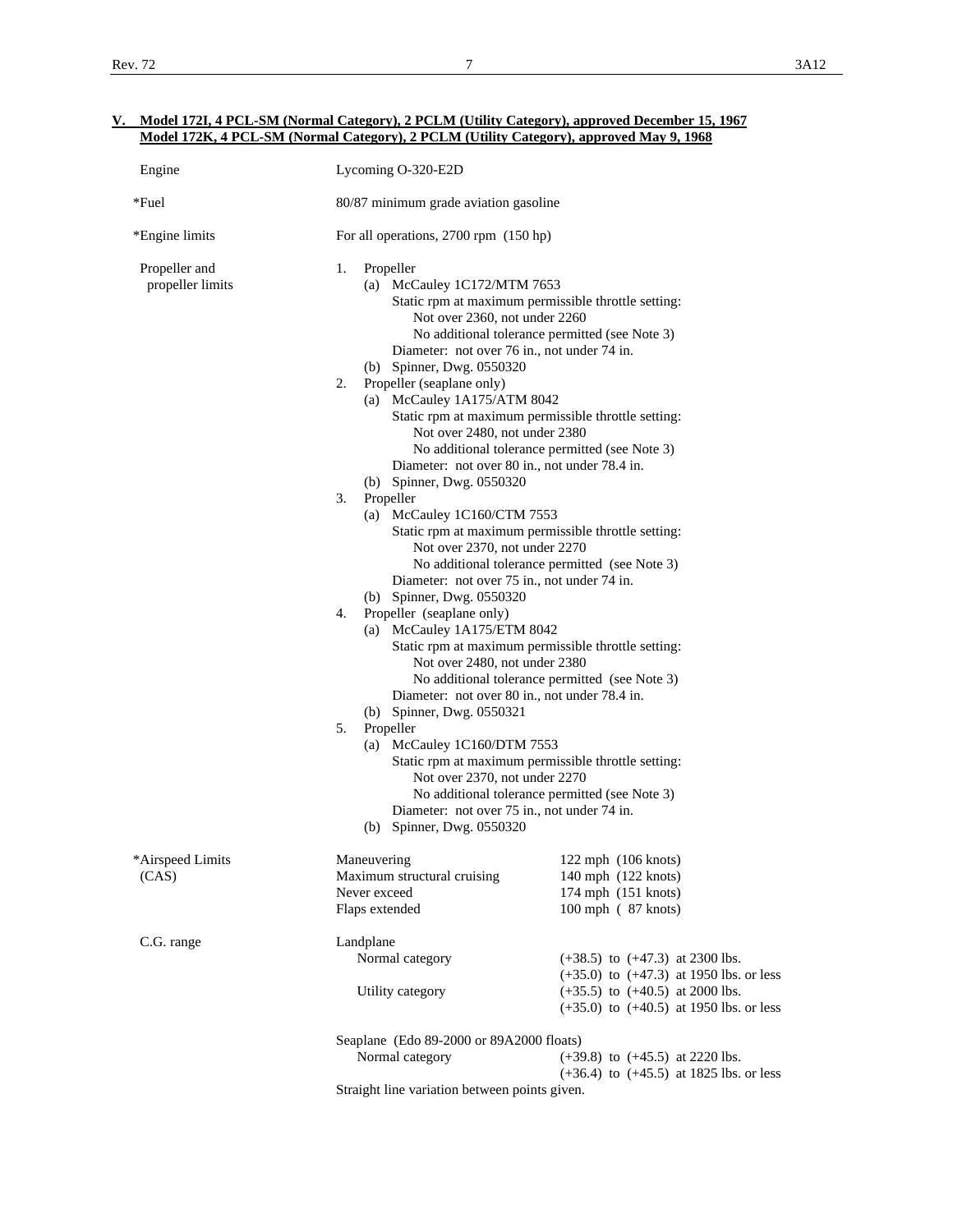## V. Model 172I, 4 PCL-SM (Normal Category), 2 PCLM (Utility Category), approved December 15, 1967 Model 172K, 4 PCL-SM (Normal Category), 2 PCLM (Utility Category), approved May 9, 1968

| | |
|---|---|
| Engine | Lycoming O-320-E2D |
| *Fuel | 80/87 minimum grade aviation gasoline |
| *Engine limits | For all operations, 2700 rpm (150 hp) |

**Propeller and propeller limits**

1. Propeller
   - (a) McCauley 1C172/MTM 7653
     - Static rpm at maximum permissible throttle setting:
       - Not over 2360, not under 2260
       - No additional tolerance permitted (see Note 3)
     - Diameter: not over 76 in., not under 74 in.
   - (b) Spinner, Dwg. 0550320
2. Propeller (seaplane only)
   - (a) McCauley 1A175/ATM 8042
     - Static rpm at maximum permissible throttle setting:
       - Not over 2480, not under 2380
       - No additional tolerance permitted (see Note 3)
     - Diameter: not over 80 in., not under 78.4 in.
   - (b) Spinner, Dwg. 0550320
3. Propeller
   - (a) McCauley 1C160/CTM 7553
     - Static rpm at maximum permissible throttle setting:
       - Not over 2370, not under 2270
       - No additional tolerance permitted (see Note 3)
     - Diameter: not over 75 in., not under 74 in.
   - (b) Spinner, Dwg. 0550320
4. Propeller (seaplane only)
   - (a) McCauley 1A175/ETM 8042
     - Static rpm at maximum permissible throttle setting:
       - Not over 2480, not under 2380
       - No additional tolerance permitted (see Note 3)
     - Diameter: not over 80 in., not under 78.4 in.
   - (b) Spinner, Dwg. 0550321
5. Propeller
   - (a) McCauley 1C160/DTM 7553
     - Static rpm at maximum permissible throttle setting:
       - Not over 2370, not under 2270
       - No additional tolerance permitted (see Note 3)
     - Diameter: not over 75 in., not under 74 in.
   - (b) Spinner, Dwg. 0550320

**\*Airspeed Limits (CAS)**

| | |
|---|---|
| Maneuvering | 122 mph (106 knots) |
| Maximum structural cruising | 140 mph (122 knots) |
| Never exceed | 174 mph (151 knots) |
| Flaps extended | 100 mph ( 87 knots) |

**C.G. range**

Landplane

| | |
|---|---|
| Normal category | (+38.5) to (+47.3) at 2300 lbs. |
| | (+35.0) to (+47.3) at 1950 lbs. or less |
| Utility category | (+35.5) to (+40.5) at 2000 lbs. |
| | (+35.0) to (+40.5) at 1950 lbs. or less |

Seaplane (Edo 89-2000 or 89A2000 floats)

| | |
|---|---|
| Normal category | (+39.8) to (+45.5) at 2220 lbs. |
| | (+36.4) to (+45.5) at 1825 lbs. or less |

Straight line variation between points given.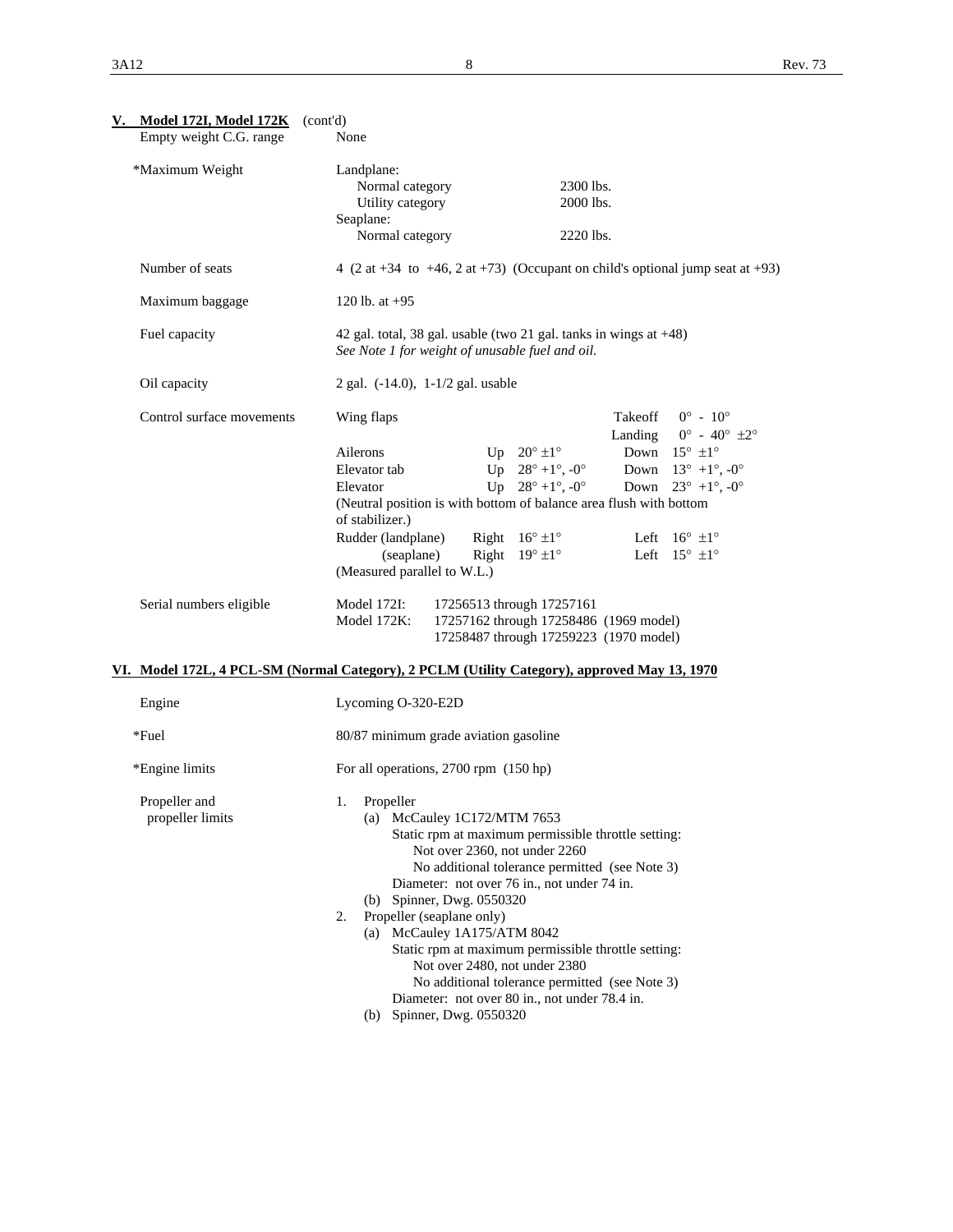## V. Model 172I, Model 172K (cont'd)

| | |
|---|---|
| Empty weight C.G. range | None |
| *Maximum Weight | Landplane:<br>Normal category 2300 lbs.<br>Utility category 2000 lbs.<br>Seaplane:<br>Normal category 2220 lbs. |
| Number of seats | 4 (2 at +34 to +46, 2 at +73) (Occupant on child's optional jump seat at +93) |
| Maximum baggage | 120 lb. at +95 |
| Fuel capacity | 42 gal. total, 38 gal. usable (two 21 gal. tanks in wings at +48)<br>*See Note 1 for weight of unusable fuel and oil.* |
| Oil capacity | 2 gal. (-14.0), 1-1/2 gal. usable |

Control surface movements

| | | | | |
|---|---|---|---|---|
| Wing flaps | | | Takeoff | 0° - 10° |
| | | | Landing | 0° - 40° ±2° |
| Ailerons | Up | 20° ±1° | Down | 15° ±1° |
| Elevator tab | Up | 28° +1°, -0° | Down | 13° +1°, -0° |
| Elevator | Up | 28° +1°, -0° | Down | 23° +1°, -0° |
| Rudder (landplane) | Right | 16° ±1° | Left | 16° ±1° |
| (seaplane) | Right | 19° ±1° | Left | 15° ±1° |

(Neutral position of elevator is with bottom of balance area flush with bottom of stabilizer.)
(Rudder measured parallel to W.L.)

Serial numbers eligible

| | |
|---|---|
| Model 172I: | 17256513 through 17257161 |
| Model 172K: | 17257162 through 17258486 (1969 model) |
| | 17258487 through 17259223 (1970 model) |

## VI. Model 172L, 4 PCL-SM (Normal Category), 2 PCLM (Utility Category), approved May 13, 1970

| | |
|---|---|
| Engine | Lycoming O-320-E2D |
| *Fuel | 80/87 minimum grade aviation gasoline |
| *Engine limits | For all operations, 2700 rpm (150 hp) |

Propeller and propeller limits

1. Propeller
   (a) McCauley 1C172/MTM 7653
       Static rpm at maximum permissible throttle setting:
       Not over 2360, not under 2260
       No additional tolerance permitted (see Note 3)
       Diameter: not over 76 in., not under 74 in.
   (b) Spinner, Dwg. 0550320
2. Propeller (seaplane only)
   (a) McCauley 1A175/ATM 8042
       Static rpm at maximum permissible throttle setting:
       Not over 2480, not under 2380
       No additional tolerance permitted (see Note 3)
       Diameter: not over 80 in., not under 78.4 in.
   (b) Spinner, Dwg. 0550320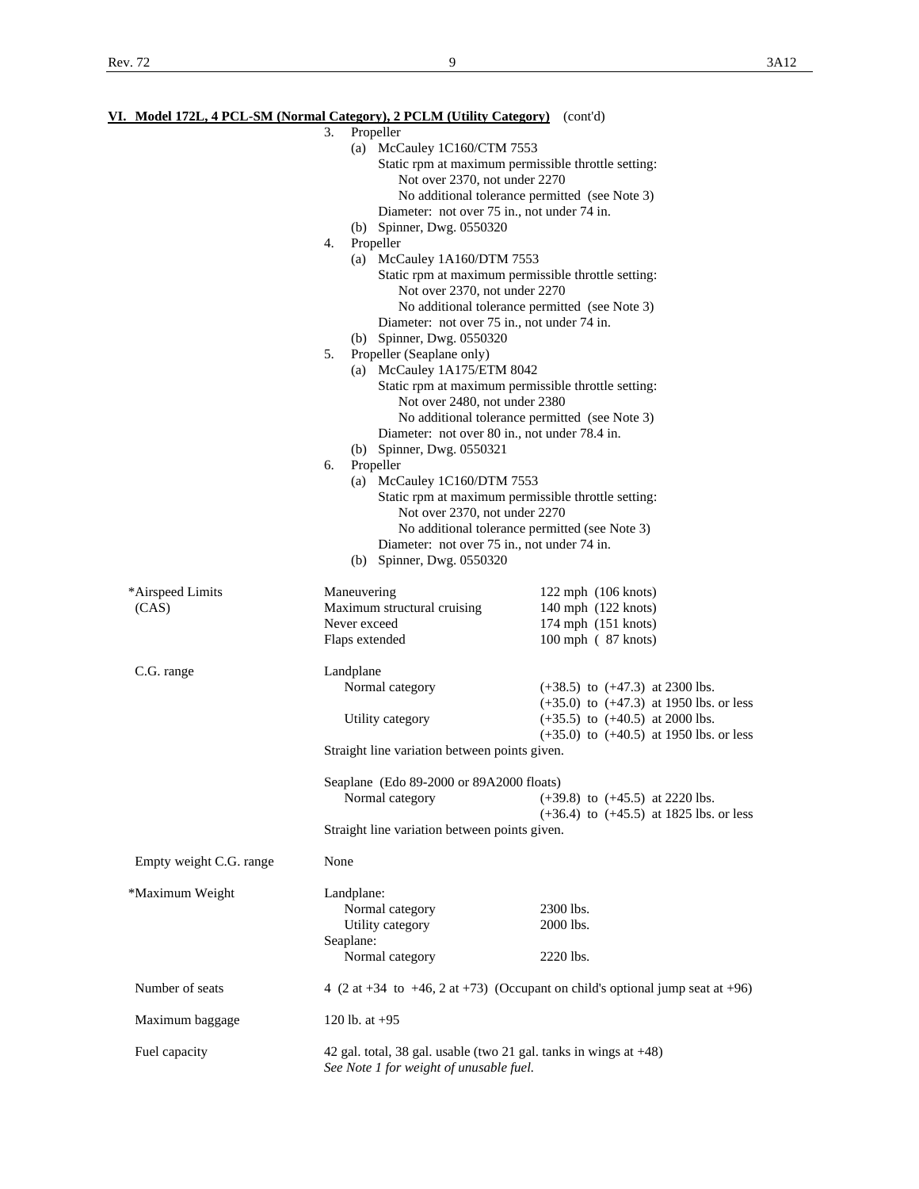## VI. Model 172L, 4 PCL-SM (Normal Category), 2 PCLM (Utility Category) (cont'd)

3. Propeller
   - (a) McCauley 1C160/CTM 7553
     - Static rpm at maximum permissible throttle setting:
       - Not over 2370, not under 2270
       - No additional tolerance permitted (see Note 3)
     - Diameter: not over 75 in., not under 74 in.
   - (b) Spinner, Dwg. 0550320
4. Propeller
   - (a) McCauley 1A160/DTM 7553
     - Static rpm at maximum permissible throttle setting:
       - Not over 2370, not under 2270
       - No additional tolerance permitted (see Note 3)
     - Diameter: not over 75 in., not under 74 in.
   - (b) Spinner, Dwg. 0550320
5. Propeller (Seaplane only)
   - (a) McCauley 1A175/ETM 8042
     - Static rpm at maximum permissible throttle setting:
       - Not over 2480, not under 2380
       - No additional tolerance permitted (see Note 3)
     - Diameter: not over 80 in., not under 78.4 in.
   - (b) Spinner, Dwg. 0550321
6. Propeller
   - (a) McCauley 1C160/DTM 7553
     - Static rpm at maximum permissible throttle setting:
       - Not over 2370, not under 2270
       - No additional tolerance permitted (see Note 3)
     - Diameter: not over 75 in., not under 74 in.
   - (b) Spinner, Dwg. 0550320

| | | |
|---|---|---|
| *Airspeed Limits (CAS) | Maneuvering | 122 mph (106 knots) |
| | Maximum structural cruising | 140 mph (122 knots) |
| | Never exceed | 174 mph (151 knots) |
| | Flaps extended | 100 mph ( 87 knots) |
| C.G. range | Landplane | |
| | Normal category | (+38.5) to (+47.3) at 2300 lbs. |
| | | (+35.0) to (+47.3) at 1950 lbs. or less |
| | Utility category | (+35.5) to (+40.5) at 2000 lbs. |
| | | (+35.0) to (+40.5) at 1950 lbs. or less |
| | Straight line variation between points given. | |
| | Seaplane (Edo 89-2000 or 89A2000 floats) | |
| | Normal category | (+39.8) to (+45.5) at 2220 lbs. |
| | | (+36.4) to (+45.5) at 1825 lbs. or less |
| | Straight line variation between points given. | |
| Empty weight C.G. range | None | |
| *Maximum Weight | Landplane: | |
| | Normal category | 2300 lbs. |
| | Utility category | 2000 lbs. |
| | Seaplane: | |
| | Normal category | 2220 lbs. |
| Number of seats | 4 (2 at +34 to +46, 2 at +73) (Occupant on child's optional jump seat at +96) | |
| Maximum baggage | 120 lb. at +95 | |
| Fuel capacity | 42 gal. total, 38 gal. usable (two 21 gal. tanks in wings at +48) *See Note 1 for weight of unusable fuel.* | |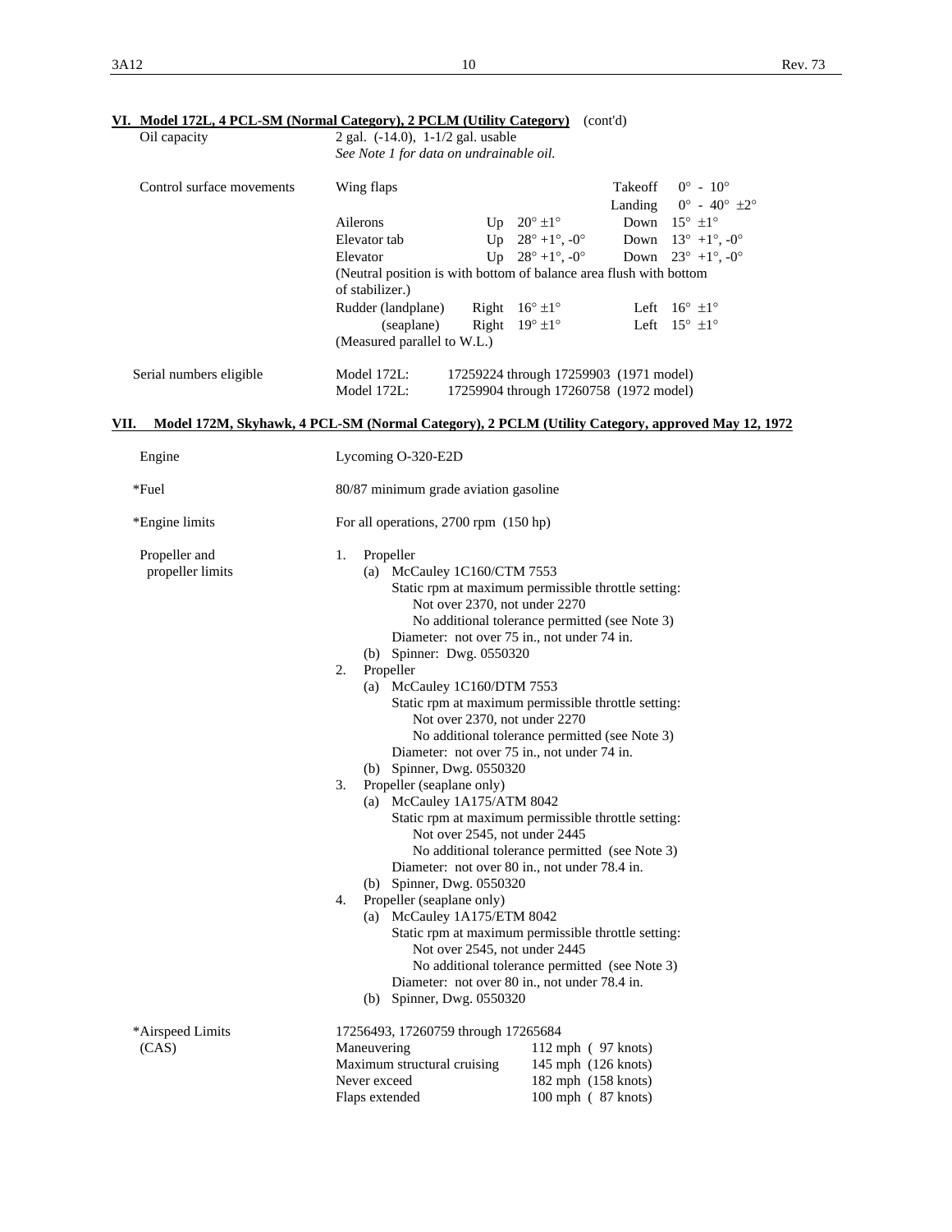## VI. Model 172L, 4 PCL-SM (Normal Category), 2 PCLM (Utility Category) (cont'd)

| | |
|---|---|
| Oil capacity | 2 gal. (-14.0), 1-1/2 gal. usable<br>*See Note 1 for data on undrainable oil.* |

**Control surface movements**

| | | | | |
|---|---|---|---|---|
| Wing flaps | | | Takeoff | 0° - 10° |
| | | | Landing | 0° - 40° ±2° |
| Ailerons | Up | 20° ±1° | Down | 15° ±1° |
| Elevator tab | Up | 28° +1°, -0° | Down | 13° +1°, -0° |
| Elevator | Up | 28° +1°, -0° | Down | 23° +1°, -0° |

(Neutral position is with bottom of balance area flush with bottom of stabilizer.)

| | | | | |
|---|---|---|---|---|
| Rudder (landplane) | Right | 16° ±1° | Left | 16° ±1° |
| (seaplane) | Right | 19° ±1° | Left | 15° ±1° |

(Measured parallel to W.L.)

**Serial numbers eligible**

| | |
|---|---|
| Model 172L: | 17259224 through 17259903 (1971 model) |
| Model 172L: | 17259904 through 17260758 (1972 model) |

## VII. Model 172M, Skyhawk, 4 PCL-SM (Normal Category), 2 PCLM (Utility Category, approved May 12, 1972

| | |
|---|---|
| Engine | Lycoming O-320-E2D |
| *Fuel | 80/87 minimum grade aviation gasoline |
| *Engine limits | For all operations, 2700 rpm (150 hp) |

**Propeller and propeller limits**

1. Propeller
   - (a) McCauley 1C160/CTM 7553
     - Static rpm at maximum permissible throttle setting:
       - Not over 2370, not under 2270
       - No additional tolerance permitted (see Note 3)
     - Diameter: not over 75 in., not under 74 in.
   - (b) Spinner: Dwg. 0550320
2. Propeller
   - (a) McCauley 1C160/DTM 7553
     - Static rpm at maximum permissible throttle setting:
       - Not over 2370, not under 2270
       - No additional tolerance permitted (see Note 3)
     - Diameter: not over 75 in., not under 74 in.
   - (b) Spinner, Dwg. 0550320
3. Propeller (seaplane only)
   - (a) McCauley 1A175/ATM 8042
     - Static rpm at maximum permissible throttle setting:
       - Not over 2545, not under 2445
       - No additional tolerance permitted (see Note 3)
     - Diameter: not over 80 in., not under 78.4 in.
   - (b) Spinner, Dwg. 0550320
4. Propeller (seaplane only)
   - (a) McCauley 1A175/ETM 8042
     - Static rpm at maximum permissible throttle setting:
       - Not over 2545, not under 2445
       - No additional tolerance permitted (see Note 3)
     - Diameter: not over 80 in., not under 78.4 in.
   - (b) Spinner, Dwg. 0550320

**\*Airspeed Limits (CAS)**

17256493, 17260759 through 17265684

| | |
|---|---|
| Maneuvering | 112 mph ( 97 knots) |
| Maximum structural cruising | 145 mph (126 knots) |
| Never exceed | 182 mph (158 knots) |
| Flaps extended | 100 mph ( 87 knots) |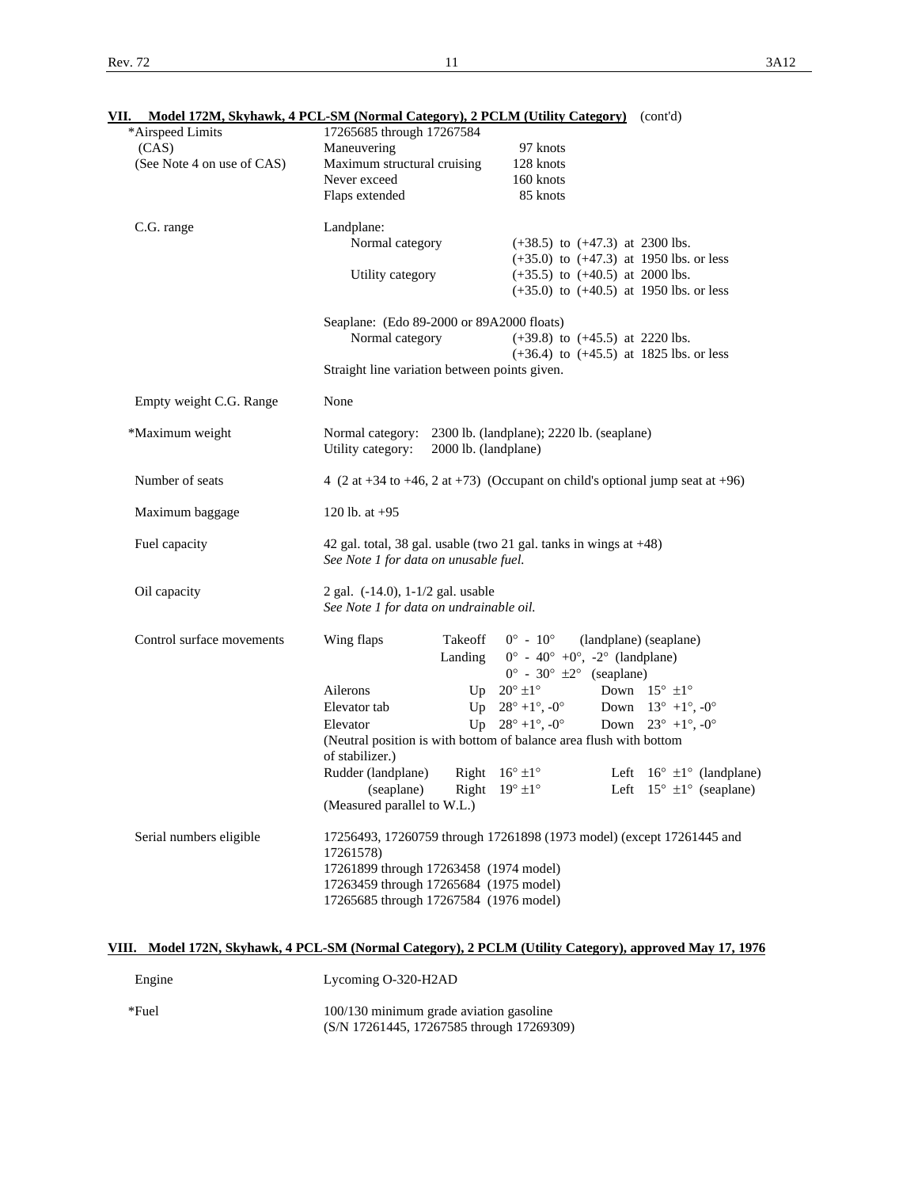## VII. Model 172M, Skyhawk, 4 PCL-SM (Normal Category), 2 PCLM (Utility Category) (cont'd)

| | | |
|---|---|---|
| *Airspeed Limits | 17265685 through 17267584 | |
| (CAS) | Maneuvering | 97 knots |
| (See Note 4 on use of CAS) | Maximum structural cruising | 128 knots |
| | Never exceed | 160 knots |
| | Flaps extended | 85 knots |

C.G. range

Landplane:
- Normal category: (+38.5) to (+47.3) at 2300 lbs.; (+35.0) to (+47.3) at 1950 lbs. or less
- Utility category: (+35.5) to (+40.5) at 2000 lbs.; (+35.0) to (+40.5) at 1950 lbs. or less

Seaplane: (Edo 89-2000 or 89A2000 floats)
- Normal category: (+39.8) to (+45.5) at 2220 lbs.; (+36.4) to (+45.5) at 1825 lbs. or less

Straight line variation between points given.

Empty weight C.G. Range: None

*Maximum weight: Normal category: 2300 lb. (landplane); 2220 lb. (seaplane)
Utility category: 2000 lb. (landplane)

Number of seats: 4 (2 at +34 to +46, 2 at +73) (Occupant on child's optional jump seat at +96)

Maximum baggage: 120 lb. at +95

Fuel capacity: 42 gal. total, 38 gal. usable (two 21 gal. tanks in wings at +48)
*See Note 1 for data on unusable fuel.*

Oil capacity: 2 gal. (-14.0), 1-1/2 gal. usable
*See Note 1 for data on undrainable oil.*

Control surface movements

| | | | | |
|---|---|---|---|---|
| Wing flaps | Takeoff | 0° - 10° (landplane) (seaplane) | | |
| | Landing | 0° - 40° +0°, -2° (landplane) | | |
| | | 0° - 30° ±2° (seaplane) | | |
| Ailerons | Up | 20° ±1° | Down | 15° ±1° |
| Elevator tab | Up | 28° +1°, -0° | Down | 13° +1°, -0° |
| Elevator | Up | 28° +1°, -0° | Down | 23° +1°, -0° |
| Rudder (landplane) | Right | 16° ±1° | Left | 16° ±1° (landplane) |
| (seaplane) | Right | 19° ±1° | Left | 15° ±1° (seaplane) |

(Neutral position of elevator is with bottom of balance area flush with bottom of stabilizer.)
(Rudder measured parallel to W.L.)

Serial numbers eligible:
17256493, 17260759 through 17261898 (1973 model) (except 17261445 and 17261578)
17261899 through 17263458 (1974 model)
17263459 through 17265684 (1975 model)
17265685 through 17267584 (1976 model)

## VIII. Model 172N, Skyhawk, 4 PCL-SM (Normal Category), 2 PCLM (Utility Category), approved May 17, 1976

Engine: Lycoming O-320-H2AD

*Fuel: 100/130 minimum grade aviation gasoline
(S/N 17261445, 17267585 through 17269309)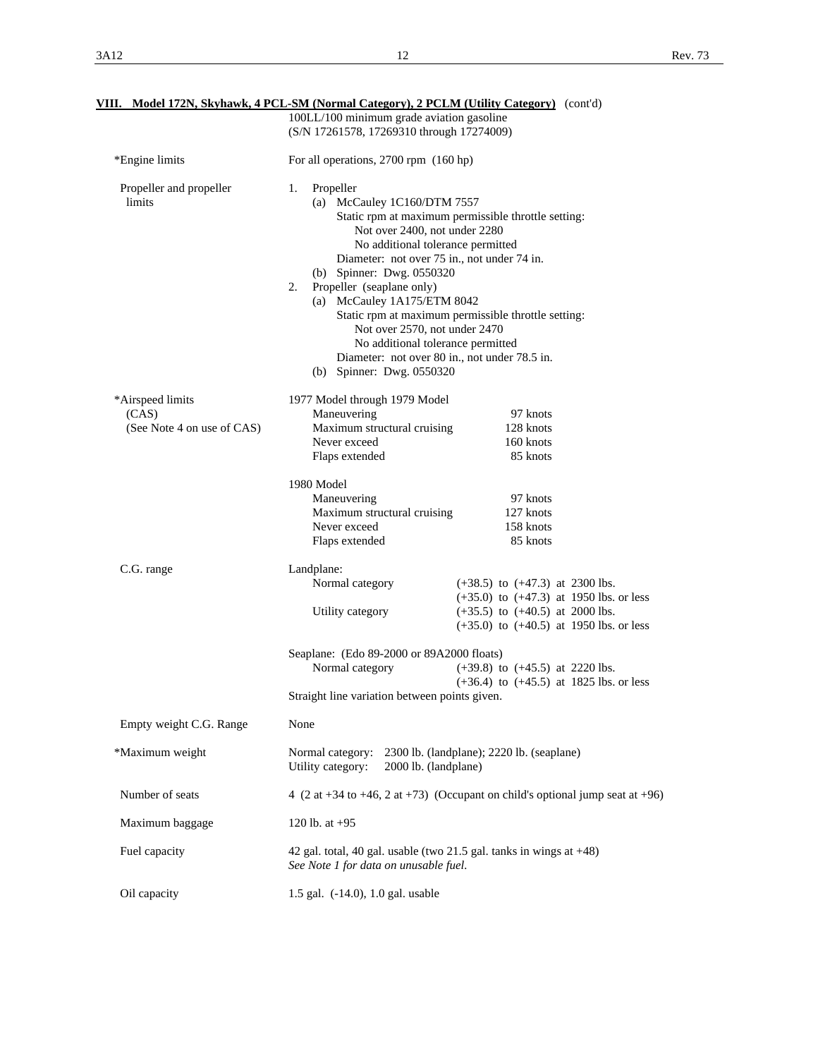**VIII. Model 172N, Skyhawk, 4 PCL-SM (Normal Category), 2 PCLM (Utility Category)** (cont'd)

| | |
|---|---|
| | 100LL/100 minimum grade aviation gasoline<br>(S/N 17261578, 17269310 through 17274009) |
| *Engine limits | For all operations, 2700 rpm (160 hp) |
| Propeller and propeller limits | 1. Propeller<br>(a) McCauley 1C160/DTM 7557<br>Static rpm at maximum permissible throttle setting:<br>Not over 2400, not under 2280<br>No additional tolerance permitted<br>Diameter: not over 75 in., not under 74 in.<br>(b) Spinner: Dwg. 0550320<br>2. Propeller (seaplane only)<br>(a) McCauley 1A175/ETM 8042<br>Static rpm at maximum permissible throttle setting:<br>Not over 2570, not under 2470<br>No additional tolerance permitted<br>Diameter: not over 80 in., not under 78.5 in.<br>(b) Spinner: Dwg. 0550320 |
| *Airspeed limits (CAS) (See Note 4 on use of CAS) | 1977 Model through 1979 Model<br>Maneuvering 97 knots<br>Maximum structural cruising 128 knots<br>Never exceed 160 knots<br>Flaps extended 85 knots<br><br>1980 Model<br>Maneuvering 97 knots<br>Maximum structural cruising 127 knots<br>Never exceed 158 knots<br>Flaps extended 85 knots |
| C.G. range | Landplane:<br>Normal category (+38.5) to (+47.3) at 2300 lbs.<br>(+35.0) to (+47.3) at 1950 lbs. or less<br>Utility category (+35.5) to (+40.5) at 2000 lbs.<br>(+35.0) to (+40.5) at 1950 lbs. or less<br><br>Seaplane: (Edo 89-2000 or 89A2000 floats)<br>Normal category (+39.8) to (+45.5) at 2220 lbs.<br>(+36.4) to (+45.5) at 1825 lbs. or less<br>Straight line variation between points given. |
| Empty weight C.G. Range | None |
| *Maximum weight | Normal category: 2300 lb. (landplane); 2220 lb. (seaplane)<br>Utility category: 2000 lb. (landplane) |
| Number of seats | 4 (2 at +34 to +46, 2 at +73) (Occupant on child's optional jump seat at +96) |
| Maximum baggage | 120 lb. at +95 |
| Fuel capacity | 42 gal. total, 40 gal. usable (two 21.5 gal. tanks in wings at +48)<br>*See Note 1 for data on unusable fuel.* |
| Oil capacity | 1.5 gal. (-14.0), 1.0 gal. usable |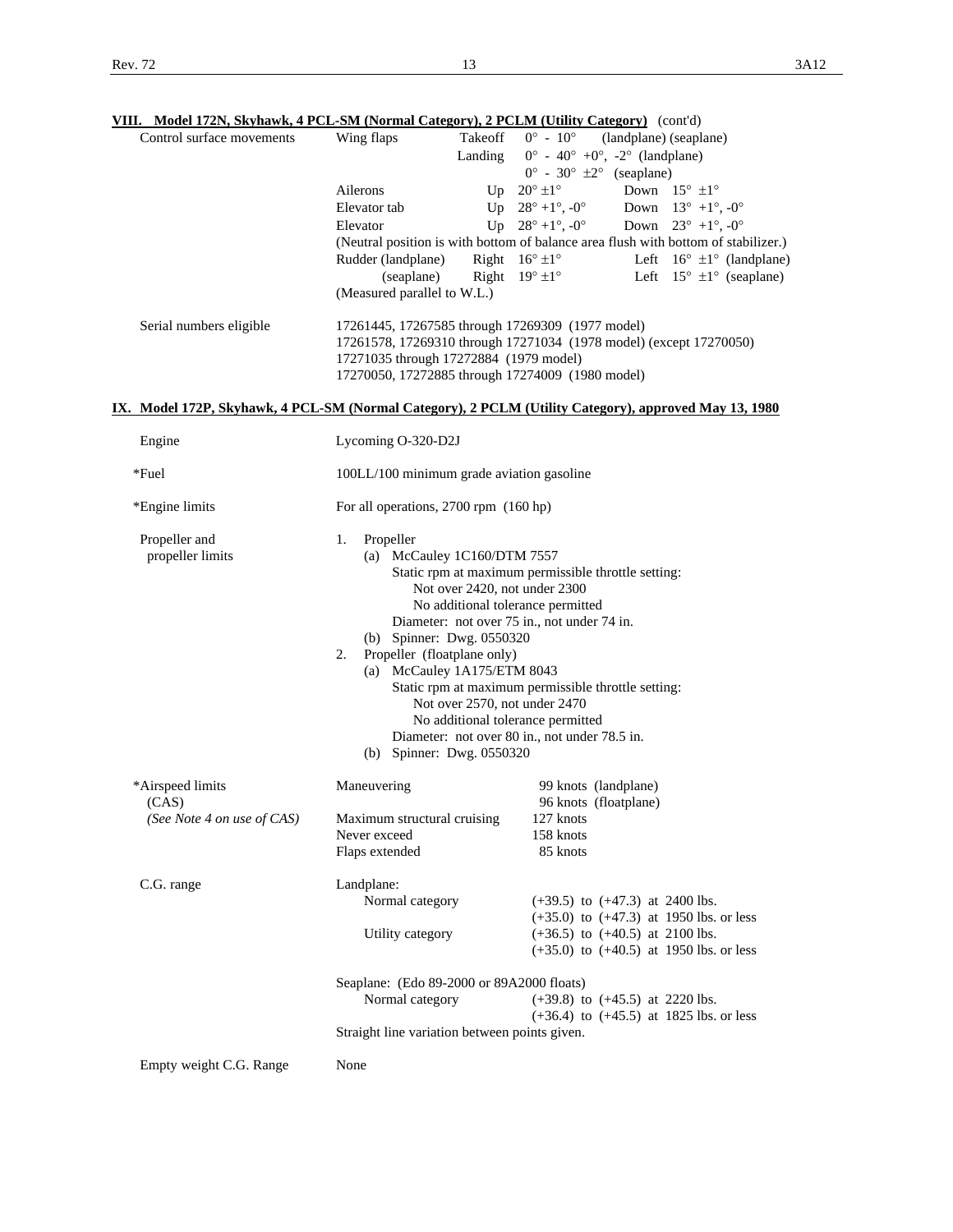## VIII. Model 172N, Skyhawk, 4 PCL-SM (Normal Category), 2 PCLM (Utility Category) (cont'd)

| | | | |
|---|---|---|---|
| Control surface movements | Wing flaps | Takeoff | 0° - 10° (landplane) (seaplane) |
| | | Landing | 0° - 40° +0°, -2° (landplane) |
| | | | 0° - 30° ±2° (seaplane) |
| | Ailerons | Up 20° ±1° | Down 15° ±1° |
| | Elevator tab | Up 28° +1°, -0° | Down 13° +1°, -0° |
| | Elevator | Up 28° +1°, -0° | Down 23° +1°, -0° |
| | (Neutral position is with bottom of balance area flush with bottom of stabilizer.) | | |
| | Rudder (landplane) | Right 16° ±1° | Left 16° ±1° (landplane) |
| | (seaplane) | Right 19° ±1° | Left 15° ±1° (seaplane) |
| | (Measured parallel to W.L.) | | |

Serial numbers eligible

17261445, 17267585 through 17269309 (1977 model)
17261578, 17269310 through 17271034 (1978 model) (except 17270050)
17271035 through 17272884 (1979 model)
17270050, 17272885 through 17274009 (1980 model)

## IX. Model 172P, Skyhawk, 4 PCL-SM (Normal Category), 2 PCLM (Utility Category), approved May 13, 1980

Engine

Lycoming O-320-D2J

*Fuel

100LL/100 minimum grade aviation gasoline

*Engine limits

For all operations, 2700 rpm (160 hp)

Propeller and propeller limits

1. Propeller
   - (a) McCauley 1C160/DTM 7557
     Static rpm at maximum permissible throttle setting:
     Not over 2420, not under 2300
     No additional tolerance permitted
     Diameter: not over 75 in., not under 74 in.
   - (b) Spinner: Dwg. 0550320
2. Propeller (floatplane only)
   - (a) McCauley 1A175/ETM 8043
     Static rpm at maximum permissible throttle setting:
     Not over 2570, not under 2470
     No additional tolerance permitted
     Diameter: not over 80 in., not under 78.5 in.
   - (b) Spinner: Dwg. 0550320

*Airspeed limits (CAS)
*(See Note 4 on use of CAS)*

| | |
|---|---|
| Maneuvering | 99 knots (landplane) |
| | 96 knots (floatplane) |
| Maximum structural cruising | 127 knots |
| Never exceed | 158 knots |
| Flaps extended | 85 knots |

C.G. range

Landplane:

| | |
|---|---|
| Normal category | (+39.5) to (+47.3) at 2400 lbs. |
| | (+35.0) to (+47.3) at 1950 lbs. or less |
| Utility category | (+36.5) to (+40.5) at 2100 lbs. |
| | (+35.0) to (+40.5) at 1950 lbs. or less |

Seaplane: (Edo 89-2000 or 89A2000 floats)

| | |
|---|---|
| Normal category | (+39.8) to (+45.5) at 2220 lbs. |
| | (+36.4) to (+45.5) at 1825 lbs. or less |

Straight line variation between points given.

Empty weight C.G. Range

None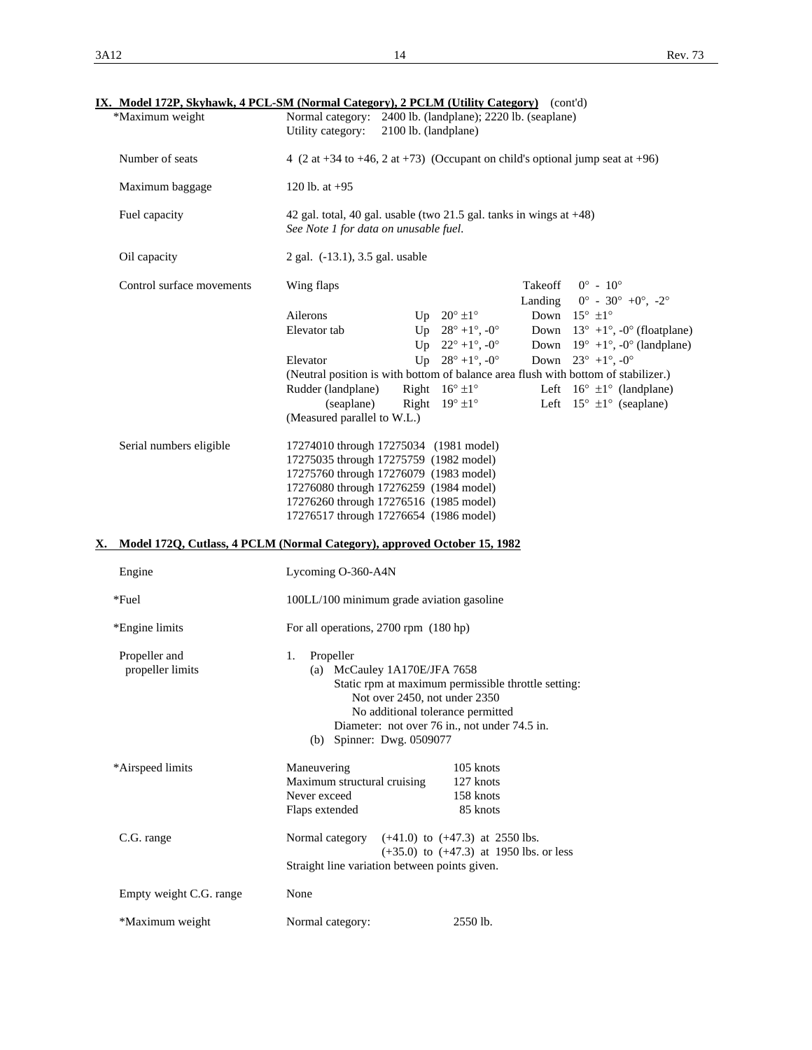**IX. Model 172P, Skyhawk, 4 PCL-SM (Normal Category), 2 PCLM (Utility Category)** (cont'd)

| | |
|---|---|
| *Maximum weight | Normal category: 2400 lb. (landplane); 2220 lb. (seaplane)<br>Utility category: 2100 lb. (landplane) |
| Number of seats | 4 (2 at +34 to +46, 2 at +73) (Occupant on child's optional jump seat at +96) |
| Maximum baggage | 120 lb. at +95 |
| Fuel capacity | 42 gal. total, 40 gal. usable (two 21.5 gal. tanks in wings at +48)<br>*See Note 1 for data on unusable fuel.* |
| Oil capacity | 2 gal. (-13.1), 3.5 gal. usable |

Control surface movements

| | | | | |
|---|---|---|---|---|
| Wing flaps | | | Takeoff | 0° - 10° |
| | | | Landing | 0° - 30° +0°, -2° |
| Ailerons | Up | 20° ±1° | Down | 15° ±1° |
| Elevator tab | Up | 28° +1°, -0° | Down | 13° +1°, -0° (floatplane) |
| | Up | 22° +1°, -0° | Down | 19° +1°, -0° (landplane) |
| Elevator | Up | 28° +1°, -0° | Down | 23° +1°, -0° |
| (Neutral position is with bottom of balance area flush with bottom of stabilizer.) | | | | |
| Rudder (landplane) | Right | 16° ±1° | Left | 16° ±1° (landplane) |
| (seaplane) | Right | 19° ±1° | Left | 15° ±1° (seaplane) |
| (Measured parallel to W.L.) | | | | |

Serial numbers eligible

17274010 through 17275034 (1981 model)
17275035 through 17275759 (1982 model)
17275760 through 17276079 (1983 model)
17276080 through 17276259 (1984 model)
17276260 through 17276516 (1985 model)
17276517 through 17276654 (1986 model)

## X. Model 172Q, Cutlass, 4 PCLM (Normal Category), approved October 15, 1982

| | |
|---|---|
| Engine | Lycoming O-360-A4N |
| *Fuel | 100LL/100 minimum grade aviation gasoline |
| *Engine limits | For all operations, 2700 rpm (180 hp) |

Propeller and propeller limits

1. Propeller
   - (a) McCauley 1A170E/JFA 7658
     - Static rpm at maximum permissible throttle setting:
       - Not over 2450, not under 2350
       - No additional tolerance permitted
     - Diameter: not over 76 in., not under 74.5 in.
   - (b) Spinner: Dwg. 0509077

*Airspeed limits

| | |
|---|---|
| Maneuvering | 105 knots |
| Maximum structural cruising | 127 knots |
| Never exceed | 158 knots |
| Flaps extended | 85 knots |

C.G. range

Normal category (+41.0) to (+47.3) at 2550 lbs.
(+35.0) to (+47.3) at 1950 lbs. or less
Straight line variation between points given.

| | |
|---|---|
| Empty weight C.G. range | None |
| *Maximum weight | Normal category: 2550 lb. |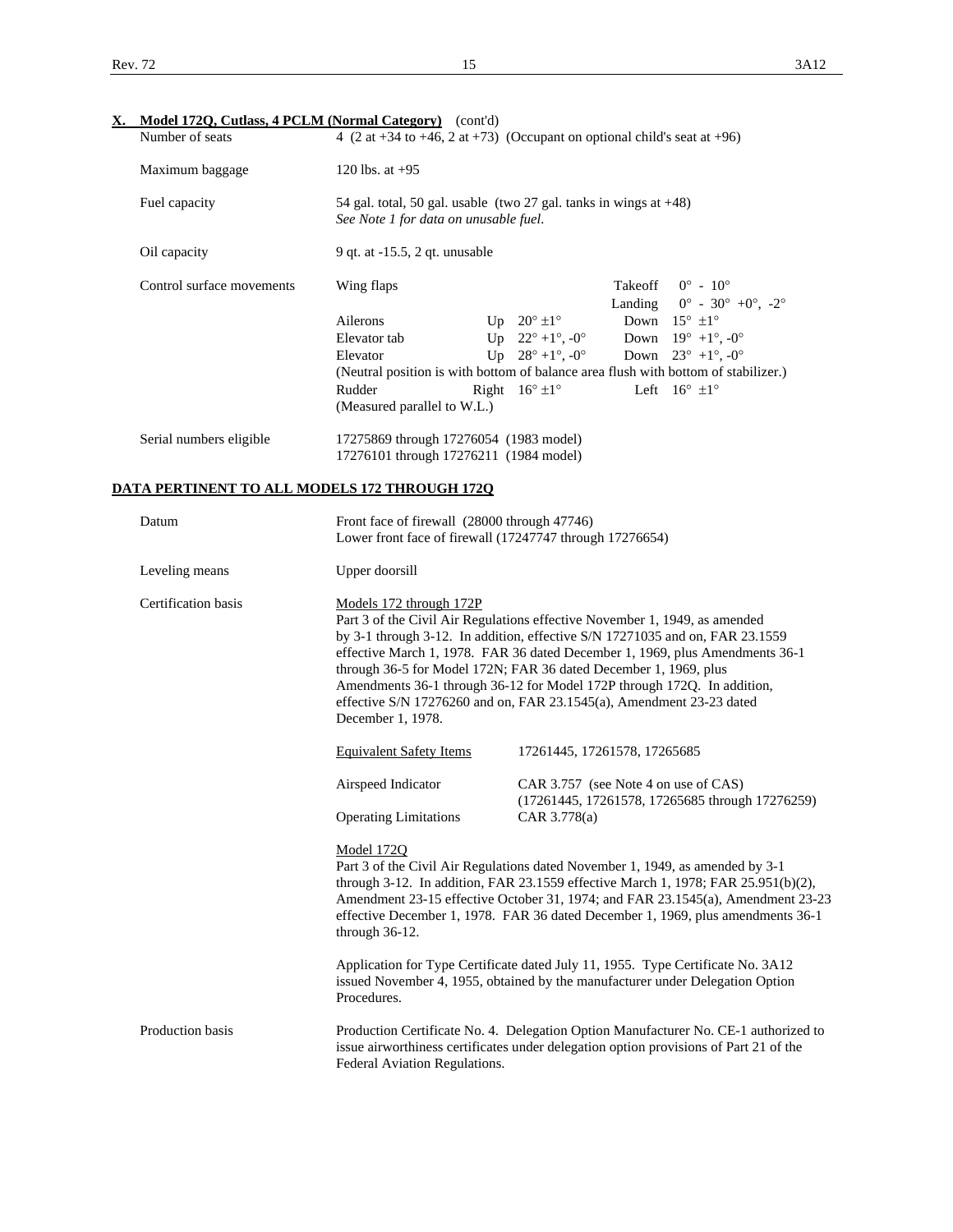## X. Model 172Q, Cutlass, 4 PCLM (Normal Category) (cont'd)

| | |
|---|---|
| Number of seats | 4 (2 at +34 to +46, 2 at +73) (Occupant on optional child's seat at +96) |
| Maximum baggage | 120 lbs. at +95 |
| Fuel capacity | 54 gal. total, 50 gal. usable (two 27 gal. tanks in wings at +48) *See Note 1 for data on unusable fuel.* |
| Oil capacity | 9 qt. at -15.5, 2 qt. unusable |

Control surface movements

| | | | | |
|---|---|---|---|---|
| Wing flaps | | | Takeoff | 0° - 10° |
| | | | Landing | 0° - 30° +0°, -2° |
| Ailerons | Up | 20° ±1° | Down | 15° ±1° |
| Elevator tab | Up | 22° +1°, -0° | Down | 19° +1°, -0° |
| Elevator | Up | 28° +1°, -0° | Down | 23° +1°, -0° |

(Neutral position is with bottom of balance area flush with bottom of stabilizer.)

| | | | | |
|---|---|---|---|---|
| Rudder | Right | 16° ±1° | Left | 16° ±1° |

(Measured parallel to W.L.)

Serial numbers eligible: 17275869 through 17276054 (1983 model)
17276101 through 17276211 (1984 model)

## DATA PERTINENT TO ALL MODELS 172 THROUGH 172Q

| | |
|---|---|
| Datum | Front face of firewall (28000 through 47746) Lower front face of firewall (17247747 through 17276654) |
| Leveling means | Upper doorsill |

Certification basis

Models 172 through 172P
Part 3 of the Civil Air Regulations effective November 1, 1949, as amended by 3-1 through 3-12. In addition, effective S/N 17271035 and on, FAR 23.1559 effective March 1, 1978. FAR 36 dated December 1, 1969, plus Amendments 36-1 through 36-5 for Model 172N; FAR 36 dated December 1, 1969, plus Amendments 36-1 through 36-12 for Model 172P through 172Q. In addition, effective S/N 17276260 and on, FAR 23.1545(a), Amendment 23-23 dated December 1, 1978.

| | |
|---|---|
| Equivalent Safety Items | 17261445, 17261578, 17265685 |
| Airspeed Indicator | CAR 3.757 (see Note 4 on use of CAS) (17261445, 17261578, 17265685 through 17276259) |
| Operating Limitations | CAR 3.778(a) |

Model 172Q
Part 3 of the Civil Air Regulations dated November 1, 1949, as amended by 3-1 through 3-12. In addition, FAR 23.1559 effective March 1, 1978; FAR 25.951(b)(2), Amendment 23-15 effective October 31, 1974; and FAR 23.1545(a), Amendment 23-23 effective December 1, 1978. FAR 36 dated December 1, 1969, plus amendments 36-1 through 36-12.

Application for Type Certificate dated July 11, 1955. Type Certificate No. 3A12 issued November 4, 1955, obtained by the manufacturer under Delegation Option Procedures.

Production basis: Production Certificate No. 4. Delegation Option Manufacturer No. CE-1 authorized to issue airworthiness certificates under delegation option provisions of Part 21 of the Federal Aviation Regulations.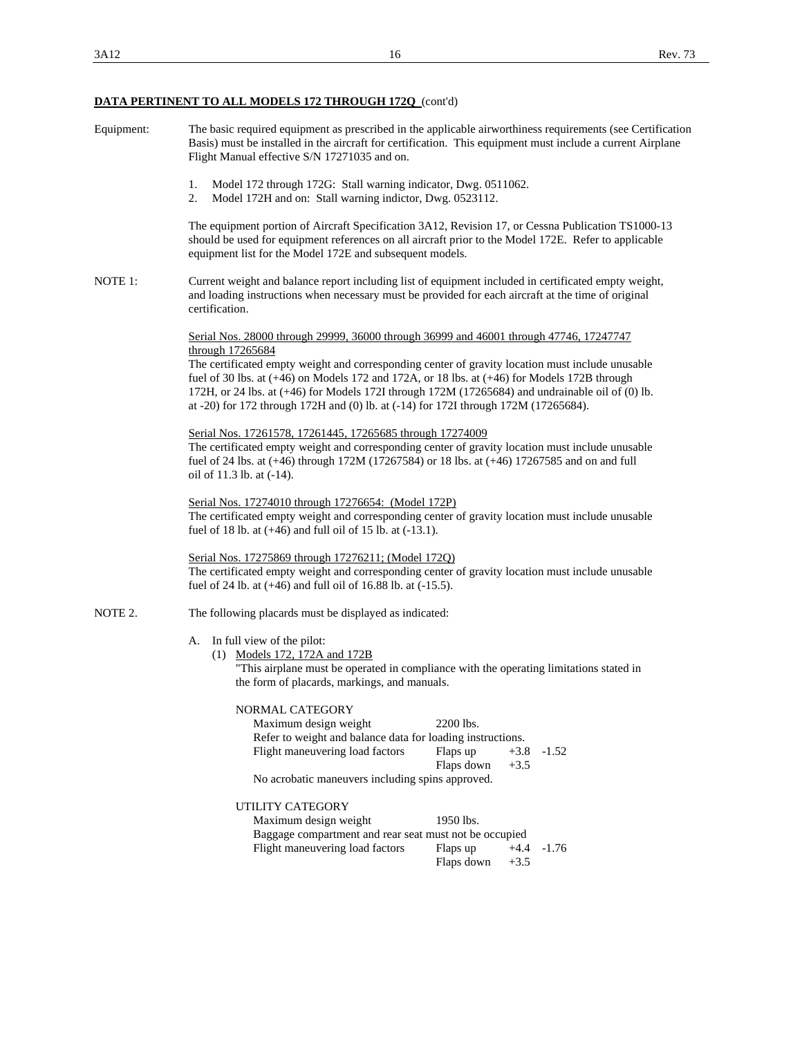**DATA PERTINENT TO ALL MODELS 172 THROUGH 172Q** (cont'd)

Equipment: The basic required equipment as prescribed in the applicable airworthiness requirements (see Certification Basis) must be installed in the aircraft for certification. This equipment must include a current Airplane Flight Manual effective S/N 17271035 and on.

1. Model 172 through 172G: Stall warning indicator, Dwg. 0511062.
2. Model 172H and on: Stall warning indictor, Dwg. 0523112.

The equipment portion of Aircraft Specification 3A12, Revision 17, or Cessna Publication TS1000-13 should be used for equipment references on all aircraft prior to the Model 172E. Refer to applicable equipment list for the Model 172E and subsequent models.

NOTE 1: Current weight and balance report including list of equipment included in certificated empty weight, and loading instructions when necessary must be provided for each aircraft at the time of original certification.

Serial Nos. 28000 through 29999, 36000 through 36999 and 46001 through 47746, 17247747 through 17265684
The certificated empty weight and corresponding center of gravity location must include unusable fuel of 30 lbs. at (+46) on Models 172 and 172A, or 18 lbs. at (+46) for Models 172B through 172H, or 24 lbs. at (+46) for Models 172I through 172M (17265684) and undrainable oil of (0) lb. at -20) for 172 through 172H and (0) lb. at (-14) for 172I through 172M (17265684).

Serial Nos. 17261578, 17261445, 17265685 through 17274009
The certificated empty weight and corresponding center of gravity location must include unusable fuel of 24 lbs. at (+46) through 172M (17267584) or 18 lbs. at (+46) 17267585 and on and full oil of 11.3 lb. at (-14).

Serial Nos. 17274010 through 17276654: (Model 172P)
The certificated empty weight and corresponding center of gravity location must include unusable fuel of 18 lb. at (+46) and full oil of 15 lb. at (-13.1).

Serial Nos. 17275869 through 17276211; (Model 172Q)
The certificated empty weight and corresponding center of gravity location must include unusable fuel of 24 lb. at (+46) and full oil of 16.88 lb. at (-15.5).

NOTE 2. The following placards must be displayed as indicated:

A. In full view of the pilot:
   (1) Models 172, 172A and 172B
   "This airplane must be operated in compliance with the operating limitations stated in the form of placards, markings, and manuals.

   NORMAL CATEGORY
   Maximum design weight 2200 lbs.
   Refer to weight and balance data for loading instructions.
   Flight maneuvering load factors Flaps up +3.8 -1.52
   Flaps down +3.5
   No acrobatic maneuvers including spins approved.

   UTILITY CATEGORY
   Maximum design weight 1950 lbs.
   Baggage compartment and rear seat must not be occupied
   Flight maneuvering load factors Flaps up +4.4 -1.76
   Flaps down +3.5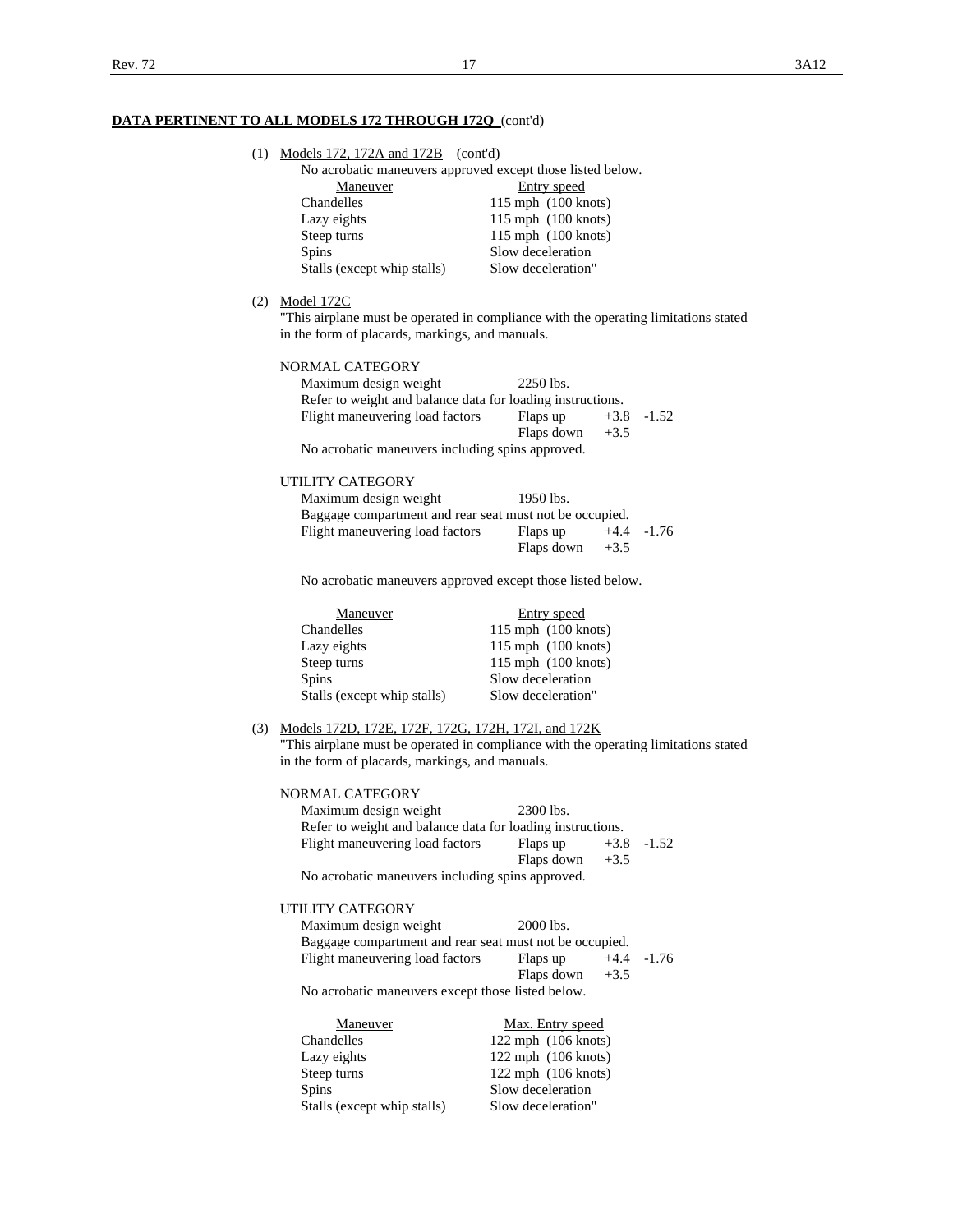**DATA PERTINENT TO ALL MODELS 172 THROUGH 172Q** (cont'd)

(1) Models 172, 172A and 172B (cont'd)

No acrobatic maneuvers approved except those listed below.

| Maneuver | Entry speed |
|---|---|
| Chandelles | 115 mph (100 knots) |
| Lazy eights | 115 mph (100 knots) |
| Steep turns | 115 mph (100 knots) |
| Spins | Slow deceleration |
| Stalls (except whip stalls) | Slow deceleration" |

(2) Model 172C

"This airplane must be operated in compliance with the operating limitations stated in the form of placards, markings, and manuals.

NORMAL CATEGORY

Maximum design weight 2250 lbs.

Refer to weight and balance data for loading instructions.

| Flight maneuvering load factors | Flaps up | +3.8 | -1.52 |
|---|---|---|---|
| | Flaps down | +3.5 | |

No acrobatic maneuvers including spins approved.

UTILITY CATEGORY

Maximum design weight 1950 lbs.

Baggage compartment and rear seat must not be occupied.

| Flight maneuvering load factors | Flaps up | +4.4 | -1.76 |
|---|---|---|---|
| | Flaps down | +3.5 | |

No acrobatic maneuvers approved except those listed below.

| Maneuver | Entry speed |
|---|---|
| Chandelles | 115 mph (100 knots) |
| Lazy eights | 115 mph (100 knots) |
| Steep turns | 115 mph (100 knots) |
| Spins | Slow deceleration |
| Stalls (except whip stalls) | Slow deceleration" |

(3) Models 172D, 172E, 172F, 172G, 172H, 172I, and 172K

"This airplane must be operated in compliance with the operating limitations stated in the form of placards, markings, and manuals.

NORMAL CATEGORY

Maximum design weight 2300 lbs.

Refer to weight and balance data for loading instructions.

| Flight maneuvering load factors | Flaps up | +3.8 | -1.52 |
|---|---|---|---|
| | Flaps down | +3.5 | |

No acrobatic maneuvers including spins approved.

UTILITY CATEGORY

Maximum design weight 2000 lbs.

Baggage compartment and rear seat must not be occupied.

| Flight maneuvering load factors | Flaps up | +4.4 | -1.76 |
|---|---|---|---|
| | Flaps down | +3.5 | |

No acrobatic maneuvers except those listed below.

| Maneuver | Max. Entry speed |
|---|---|
| Chandelles | 122 mph (106 knots) |
| Lazy eights | 122 mph (106 knots) |
| Steep turns | 122 mph (106 knots) |
| Spins | Slow deceleration |
| Stalls (except whip stalls) | Slow deceleration" |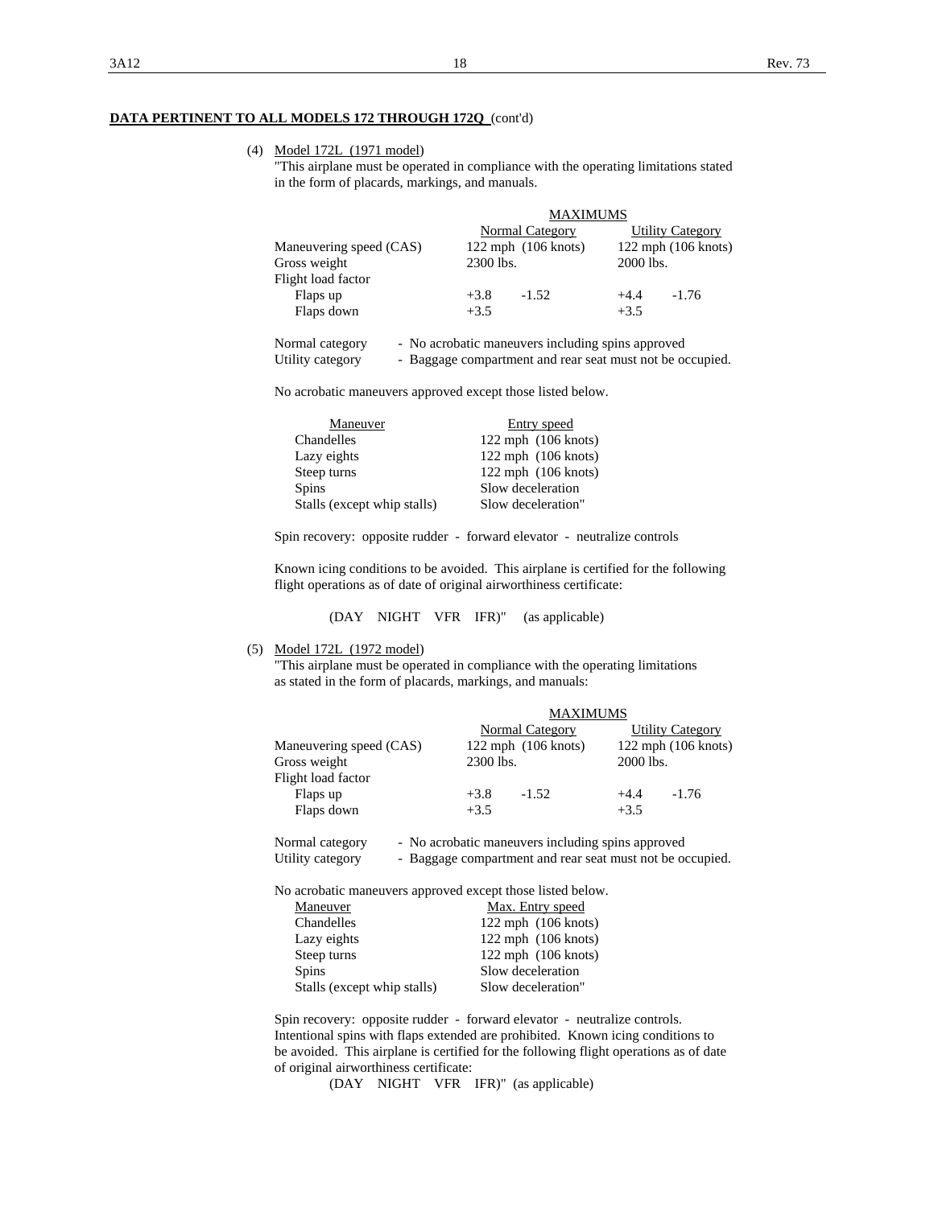**DATA PERTINENT TO ALL MODELS 172 THROUGH 172Q** (cont'd)

(4) Model 172L (1971 model)

"This airplane must be operated in compliance with the operating limitations stated in the form of placards, markings, and manuals.

| | MAXIMUMS | | | |
|---|---|---|---|---|
| | Normal Category | | Utility Category | |
| Maneuvering speed (CAS) | 122 mph (106 knots) | | 122 mph (106 knots) | |
| Gross weight | 2300 lbs. | | 2000 lbs. | |
| Flight load factor | | | | |
| Flaps up | +3.8 | -1.52 | +4.4 | -1.76 |
| Flaps down | +3.5 | | +3.5 | |

Normal category - No acrobatic maneuvers including spins approved
Utility category - Baggage compartment and rear seat must not be occupied.

No acrobatic maneuvers approved except those listed below.

| Maneuver | Entry speed |
|---|---|
| Chandelles | 122 mph (106 knots) |
| Lazy eights | 122 mph (106 knots) |
| Steep turns | 122 mph (106 knots) |
| Spins | Slow deceleration |
| Stalls (except whip stalls) | Slow deceleration" |

Spin recovery: opposite rudder - forward elevator - neutralize controls

Known icing conditions to be avoided. This airplane is certified for the following flight operations as of date of original airworthiness certificate:

(DAY NIGHT VFR IFR)" (as applicable)

(5) Model 172L (1972 model)

"This airplane must be operated in compliance with the operating limitations as stated in the form of placards, markings, and manuals:

| | MAXIMUMS | | | |
|---|---|---|---|---|
| | Normal Category | | Utility Category | |
| Maneuvering speed (CAS) | 122 mph (106 knots) | | 122 mph (106 knots) | |
| Gross weight | 2300 lbs. | | 2000 lbs. | |
| Flight load factor | | | | |
| Flaps up | +3.8 | -1.52 | +4.4 | -1.76 |
| Flaps down | +3.5 | | +3.5 | |

Normal category - No acrobatic maneuvers including spins approved
Utility category - Baggage compartment and rear seat must not be occupied.

No acrobatic maneuvers approved except those listed below.

| Maneuver | Max. Entry speed |
|---|---|
| Chandelles | 122 mph (106 knots) |
| Lazy eights | 122 mph (106 knots) |
| Steep turns | 122 mph (106 knots) |
| Spins | Slow deceleration |
| Stalls (except whip stalls) | Slow deceleration" |

Spin recovery: opposite rudder - forward elevator - neutralize controls. Intentional spins with flaps extended are prohibited. Known icing conditions to be avoided. This airplane is certified for the following flight operations as of date of original airworthiness certificate:

(DAY NIGHT VFR IFR)" (as applicable)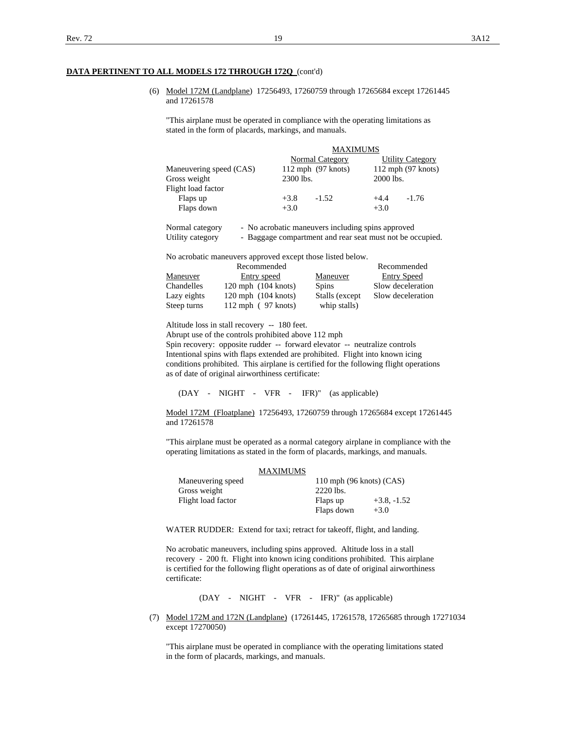**DATA PERTINENT TO ALL MODELS 172 THROUGH 172Q** (cont'd)

(6) Model 172M (Landplane) 17256493, 17260759 through 17265684 except 17261445 and 17261578

"This airplane must be operated in compliance with the operating limitations as stated in the form of placards, markings, and manuals.

| | MAXIMUMS | | | |
|---|---|---|---|---|
| | Normal Category | | Utility Category | |
| Maneuvering speed (CAS) | 112 mph (97 knots) | | 112 mph (97 knots) | |
| Gross weight | 2300 lbs. | | 2000 lbs. | |
| Flight load factor | | | | |
| Flaps up | +3.8 | -1.52 | +4.4 | -1.76 |
| Flaps down | +3.0 | | +3.0 | |

Normal category - No acrobatic maneuvers including spins approved
Utility category - Baggage compartment and rear seat must not be occupied.

No acrobatic maneuvers approved except those listed below.

| Maneuver | Recommended Entry speed | Maneuver | Recommended Entry Speed |
|---|---|---|---|
| Chandelles | 120 mph (104 knots) | Spins | Slow deceleration |
| Lazy eights | 120 mph (104 knots) | Stalls (except whip stalls) | Slow deceleration |
| Steep turns | 112 mph ( 97 knots) | | |

Altitude loss in stall recovery -- 180 feet.
Abrupt use of the controls prohibited above 112 mph
Spin recovery: opposite rudder -- forward elevator -- neutralize controls
Intentional spins with flaps extended are prohibited. Flight into known icing conditions prohibited. This airplane is certified for the following flight operations as of date of original airworthiness certificate:

(DAY - NIGHT - VFR - IFR)" (as applicable)

Model 172M (Floatplane) 17256493, 17260759 through 17265684 except 17261445 and 17261578

"This airplane must be operated as a normal category airplane in compliance with the operating limitations as stated in the form of placards, markings, and manuals.

| MAXIMUMS | | |
|---|---|---|
| Maneuvering speed | 110 mph (96 knots) (CAS) | |
| Gross weight | 2220 lbs. | |
| Flight load factor | Flaps up | +3.8, -1.52 |
| | Flaps down | +3.0 |

WATER RUDDER: Extend for taxi; retract for takeoff, flight, and landing.

No acrobatic maneuvers, including spins approved. Altitude loss in a stall recovery - 200 ft. Flight into known icing conditions prohibited. This airplane is certified for the following flight operations as of date of original airworthiness certificate:

(DAY - NIGHT - VFR - IFR)" (as applicable)

(7) Model 172M and 172N (Landplane) (17261445, 17261578, 17265685 through 17271034 except 17270050)

"This airplane must be operated in compliance with the operating limitations stated in the form of placards, markings, and manuals.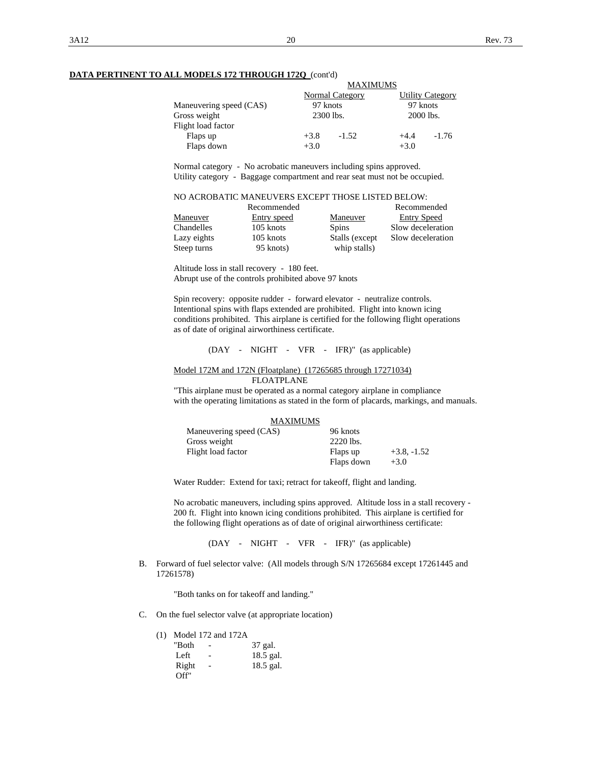**DATA PERTINENT TO ALL MODELS 172 THROUGH 172Q** (cont'd)

| | MAXIMUMS | | | |
|---|---|---|---|---|
| | Normal Category | | Utility Category | |
| Maneuvering speed (CAS) | 97 knots | | 97 knots | |
| Gross weight | 2300 lbs. | | 2000 lbs. | |
| Flight load factor | | | | |
| Flaps up | +3.8 | -1.52 | +4.4 | -1.76 |
| Flaps down | +3.0 | | +3.0 | |

Normal category - No acrobatic maneuvers including spins approved.
Utility category - Baggage compartment and rear seat must not be occupied.

NO ACROBATIC MANEUVERS EXCEPT THOSE LISTED BELOW:

| Maneuver | Recommended Entry speed | Maneuver | Recommended Entry Speed |
|---|---|---|---|
| Chandelles | 105 knots | Spins | Slow deceleration |
| Lazy eights | 105 knots | Stalls (except whip stalls) | Slow deceleration |
| Steep turns | 95 knots) | | |

Altitude loss in stall recovery - 180 feet.
Abrupt use of the controls prohibited above 97 knots

Spin recovery: opposite rudder - forward elevator - neutralize controls. Intentional spins with flaps extended are prohibited. Flight into known icing conditions prohibited. This airplane is certified for the following flight operations as of date of original airworthiness certificate.

(DAY - NIGHT - VFR - IFR)" (as applicable)

Model 172M and 172N (Floatplane) (17265685 through 17271034)

FLOATPLANE

"This airplane must be operated as a normal category airplane in compliance with the operating limitations as stated in the form of placards, markings, and manuals.

| MAXIMUMS | | |
|---|---|---|
| Maneuvering speed (CAS) | 96 knots | |
| Gross weight | 2220 lbs. | |
| Flight load factor | Flaps up | +3.8, -1.52 |
| | Flaps down | +3.0 |

Water Rudder: Extend for taxi; retract for takeoff, flight and landing.

No acrobatic maneuvers, including spins approved. Altitude loss in a stall recovery - 200 ft. Flight into known icing conditions prohibited. This airplane is certified for the following flight operations as of date of original airworthiness certificate:

(DAY - NIGHT - VFR - IFR)" (as applicable)

B. Forward of fuel selector valve: (All models through S/N 17265684 except 17261445 and 17261578)

"Both tanks on for takeoff and landing."

C. On the fuel selector valve (at appropriate location)

(1) Model 172 and 172A

"Both - 37 gal.
Left - 18.5 gal.
Right - 18.5 gal.
Off"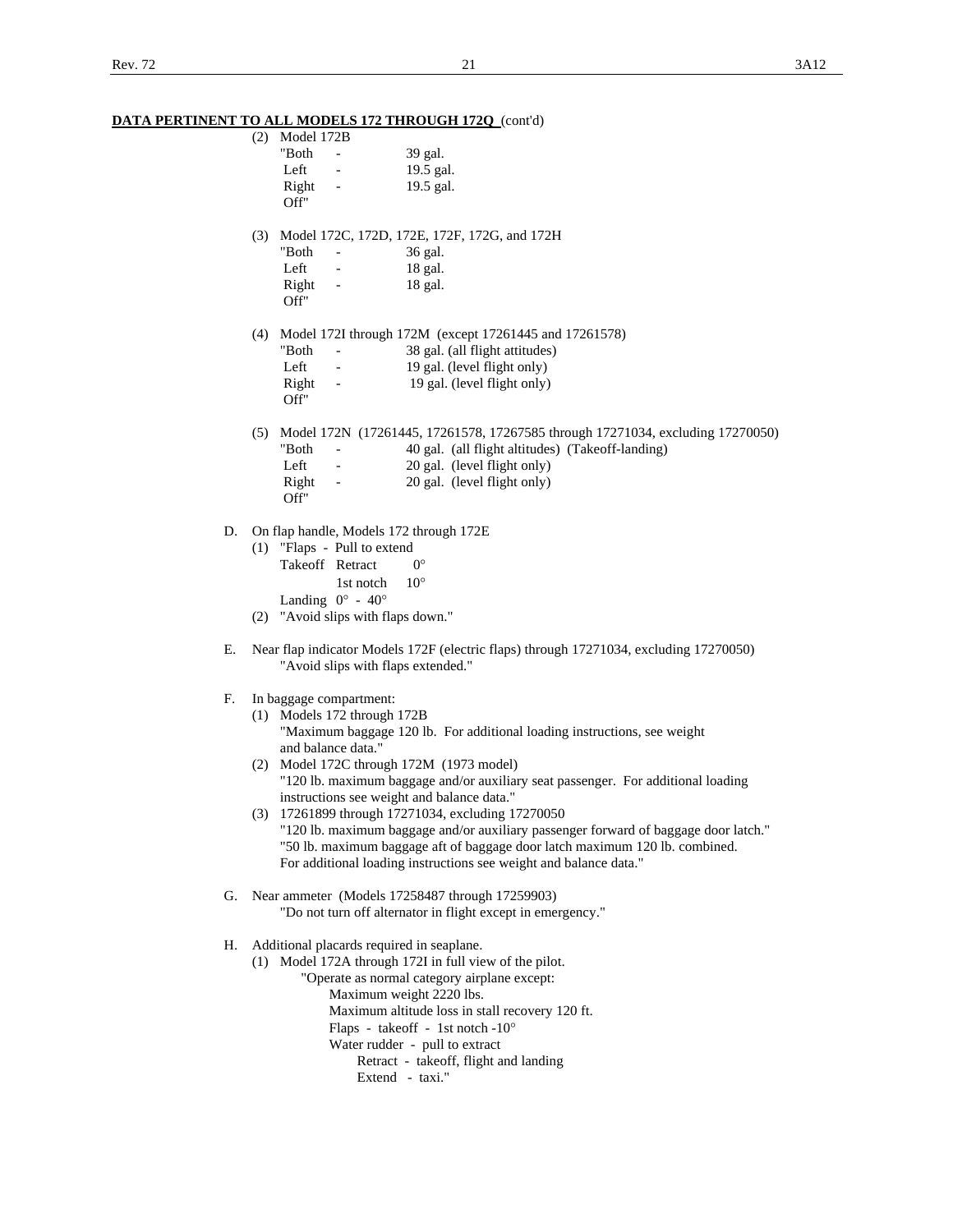**DATA PERTINENT TO ALL MODELS 172 THROUGH 172Q** (cont'd)

(2) Model 172B

"Both - 39 gal.
Left - 19.5 gal.
Right - 19.5 gal.
Off"

(3) Model 172C, 172D, 172E, 172F, 172G, and 172H

"Both - 36 gal.
Left - 18 gal.
Right - 18 gal.
Off"

(4) Model 172I through 172M (except 17261445 and 17261578)

"Both - 38 gal. (all flight attitudes)
Left - 19 gal. (level flight only)
Right - 19 gal. (level flight only)
Off"

(5) Model 172N (17261445, 17261578, 17267585 through 17271034, excluding 17270050)

"Both - 40 gal. (all flight altitudes) (Takeoff-landing)
Left - 20 gal. (level flight only)
Right - 20 gal. (level flight only)
Off"

D. On flap handle, Models 172 through 172E

(1) "Flaps - Pull to extend
Takeoff Retract 0°
1st notch 10°
Landing 0° - 40°

(2) "Avoid slips with flaps down."

E. Near flap indicator Models 172F (electric flaps) through 17271034, excluding 17270050)
"Avoid slips with flaps extended."

F. In baggage compartment:

(1) Models 172 through 172B
"Maximum baggage 120 lb. For additional loading instructions, see weight and balance data."

(2) Model 172C through 172M (1973 model)
"120 lb. maximum baggage and/or auxiliary seat passenger. For additional loading instructions see weight and balance data."

(3) 17261899 through 17271034, excluding 17270050
"120 lb. maximum baggage and/or auxiliary passenger forward of baggage door latch."
"50 lb. maximum baggage aft of baggage door latch maximum 120 lb. combined. For additional loading instructions see weight and balance data."

G. Near ammeter (Models 17258487 through 17259903)
"Do not turn off alternator in flight except in emergency."

H. Additional placards required in seaplane.

(1) Model 172A through 172I in full view of the pilot.
"Operate as normal category airplane except:
Maximum weight 2220 lbs.
Maximum altitude loss in stall recovery 120 ft.
Flaps - takeoff - 1st notch -10°
Water rudder - pull to extract
Retract - takeoff, flight and landing
Extend - taxi."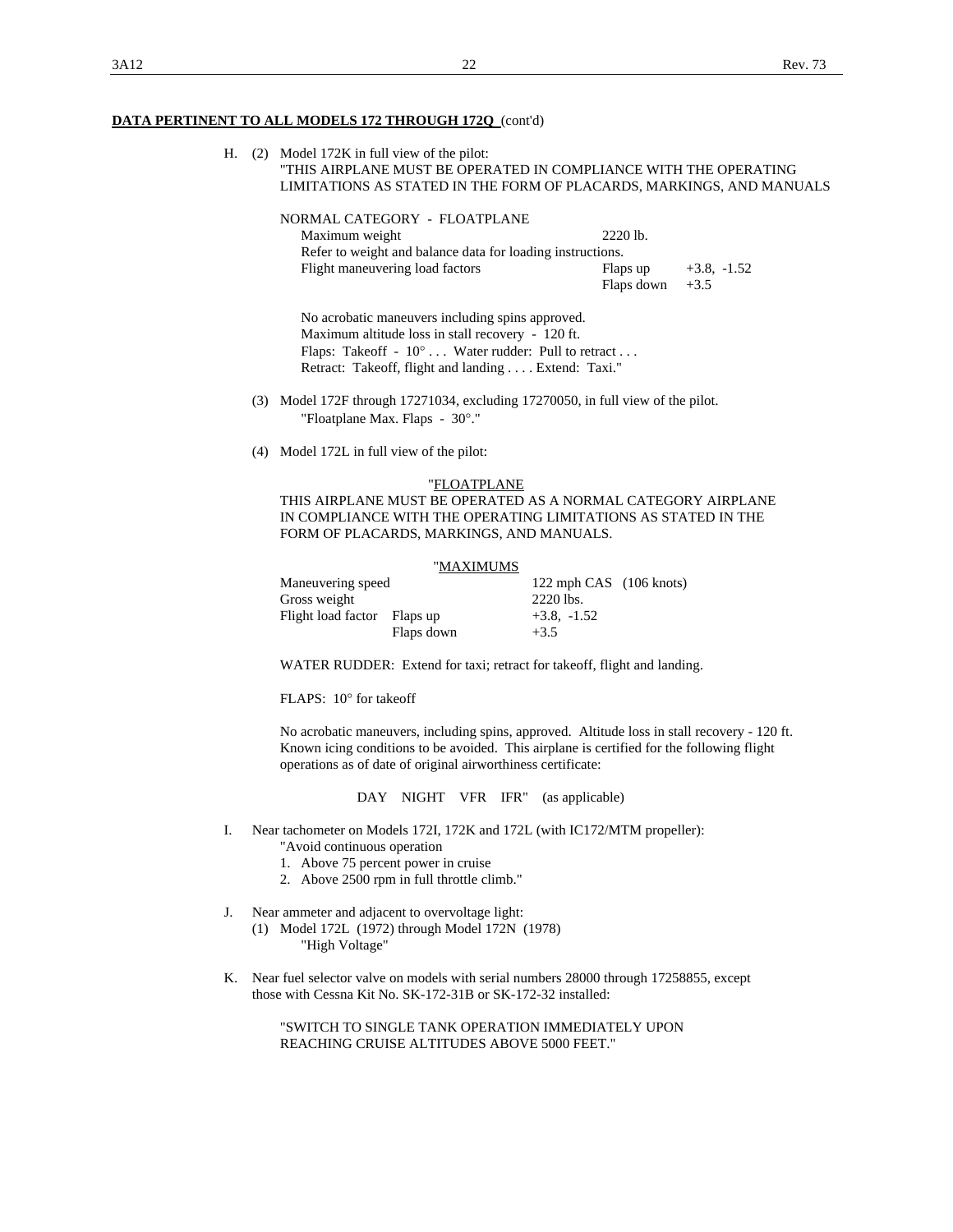**DATA PERTINENT TO ALL MODELS 172 THROUGH 172Q** (cont'd)

H. (2) Model 172K in full view of the pilot:
"THIS AIRPLANE MUST BE OPERATED IN COMPLIANCE WITH THE OPERATING LIMITATIONS AS STATED IN THE FORM OF PLACARDS, MARKINGS, AND MANUALS

NORMAL CATEGORY - FLOATPLANE

| | | |
|---|---|---|
| Maximum weight | 2220 lb. | |
| Refer to weight and balance data for loading instructions. | | |
| Flight maneuvering load factors | Flaps up | +3.8, -1.52 |
| | Flaps down | +3.5 |

No acrobatic maneuvers including spins approved.
Maximum altitude loss in stall recovery - 120 ft.
Flaps: Takeoff - 10° . . . Water rudder: Pull to retract . . .
Retract: Takeoff, flight and landing . . . . Extend: Taxi."

(3) Model 172F through 17271034, excluding 17270050, in full view of the pilot.
"Floatplane Max. Flaps - 30°."

(4) Model 172L in full view of the pilot:

"FLOATPLANE
THIS AIRPLANE MUST BE OPERATED AS A NORMAL CATEGORY AIRPLANE IN COMPLIANCE WITH THE OPERATING LIMITATIONS AS STATED IN THE FORM OF PLACARDS, MARKINGS, AND MANUALS.

"MAXIMUMS

| | | |
|---|---|---|
| Maneuvering speed | | 122 mph CAS (106 knots) |
| Gross weight | | 2220 lbs. |
| Flight load factor | Flaps up | +3.8, -1.52 |
| | Flaps down | +3.5 |

WATER RUDDER: Extend for taxi; retract for takeoff, flight and landing.

FLAPS: 10° for takeoff

No acrobatic maneuvers, including spins, approved. Altitude loss in stall recovery - 120 ft. Known icing conditions to be avoided. This airplane is certified for the following flight operations as of date of original airworthiness certificate:

DAY NIGHT VFR IFR" (as applicable)

I. Near tachometer on Models 172I, 172K and 172L (with IC172/MTM propeller):
"Avoid continuous operation
1. Above 75 percent power in cruise
2. Above 2500 rpm in full throttle climb."

J. Near ammeter and adjacent to overvoltage light:
(1) Model 172L (1972) through Model 172N (1978)
"High Voltage"

K. Near fuel selector valve on models with serial numbers 28000 through 17258855, except those with Cessna Kit No. SK-172-31B or SK-172-32 installed:

"SWITCH TO SINGLE TANK OPERATION IMMEDIATELY UPON REACHING CRUISE ALTITUDES ABOVE 5000 FEET."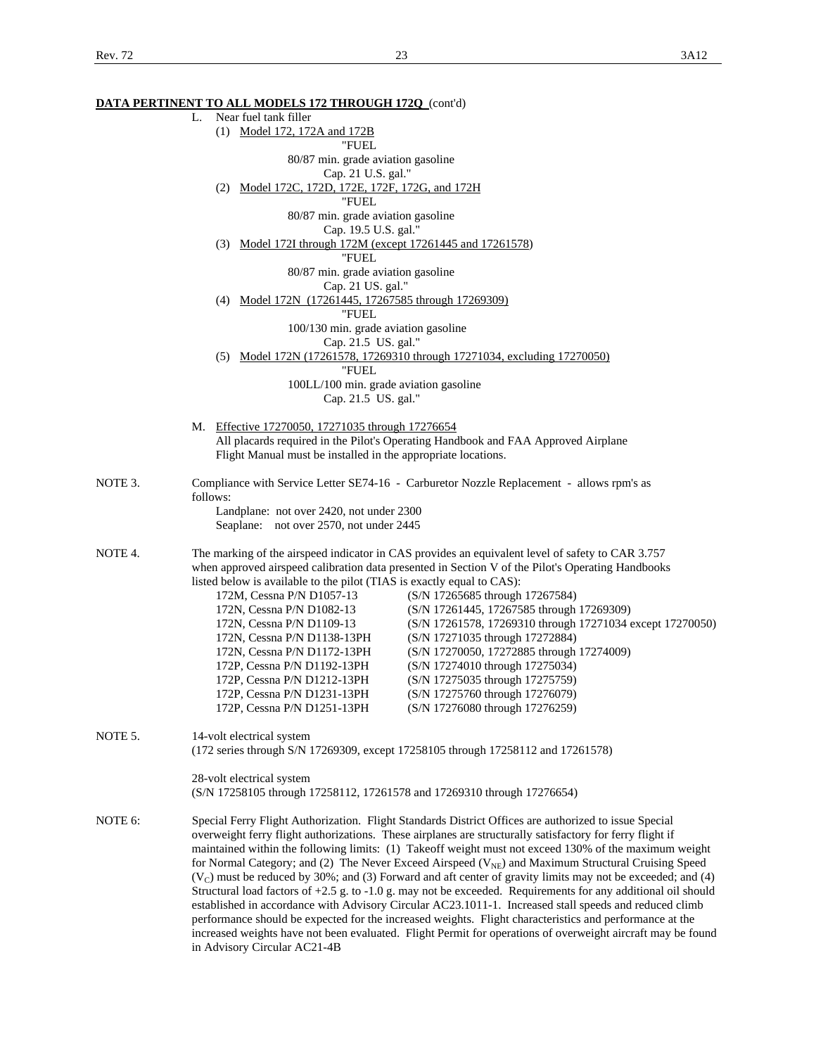**DATA PERTINENT TO ALL MODELS 172 THROUGH 172Q** (cont'd)

L. Near fuel tank filler

(1) Model 172, 172A and 172B

"FUEL
80/87 min. grade aviation gasoline
Cap. 21 U.S. gal."

(2) Model 172C, 172D, 172E, 172F, 172G, and 172H

"FUEL
80/87 min. grade aviation gasoline
Cap. 19.5 U.S. gal."

(3) Model 172I through 172M (except 17261445 and 17261578)

"FUEL
80/87 min. grade aviation gasoline
Cap. 21 US. gal."

(4) Model 172N (17261445, 17267585 through 17269309)

"FUEL
100/130 min. grade aviation gasoline
Cap. 21.5 US. gal."

(5) Model 172N (17261578, 17269310 through 17271034, excluding 17270050)

"FUEL
100LL/100 min. grade aviation gasoline
Cap. 21.5 US. gal."

M. Effective 17270050, 17271035 through 17276654

All placards required in the Pilot's Operating Handbook and FAA Approved Airplane Flight Manual must be installed in the appropriate locations.

NOTE 3. Compliance with Service Letter SE74-16 - Carburetor Nozzle Replacement - allows rpm's as follows:

Landplane: not over 2420, not under 2300
Seaplane: not over 2570, not under 2445

NOTE 4. The marking of the airspeed indicator in CAS provides an equivalent level of safety to CAR 3.757 when approved airspeed calibration data presented in Section V of the Pilot's Operating Handbooks listed below is available to the pilot (TIAS is exactly equal to CAS):

| | |
|---|---|
| 172M, Cessna P/N D1057-13 | (S/N 17265685 through 17267584) |
| 172N, Cessna P/N D1082-13 | (S/N 17261445, 17267585 through 17269309) |
| 172N, Cessna P/N D1109-13 | (S/N 17261578, 17269310 through 17271034 except 17270050) |
| 172N, Cessna P/N D1138-13PH | (S/N 17271035 through 17272884) |
| 172N, Cessna P/N D1172-13PH | (S/N 17270050, 17272885 through 17274009) |
| 172P, Cessna P/N D1192-13PH | (S/N 17274010 through 17275034) |
| 172P, Cessna P/N D1212-13PH | (S/N 17275035 through 17275759) |
| 172P, Cessna P/N D1231-13PH | (S/N 17275760 through 17276079) |
| 172P, Cessna P/N D1251-13PH | (S/N 17276080 through 17276259) |

NOTE 5. 14-volt electrical system
(172 series through S/N 17269309, except 17258105 through 17258112 and 17261578)

28-volt electrical system
(S/N 17258105 through 17258112, 17261578 and 17269310 through 17276654)

NOTE 6: Special Ferry Flight Authorization. Flight Standards District Offices are authorized to issue Special overweight ferry flight authorizations. These airplanes are structurally satisfactory for ferry flight if maintained within the following limits: (1) Takeoff weight must not exceed 130% of the maximum weight for Normal Category; and (2) The Never Exceed Airspeed ($V_{NE}$) and Maximum Structural Cruising Speed ($V_C$) must be reduced by 30%; and (3) Forward and aft center of gravity limits may not be exceeded; and (4) Structural load factors of +2.5 g. to -1.0 g. may not be exceeded. Requirements for any additional oil should established in accordance with Advisory Circular AC23.1011-1. Increased stall speeds and reduced climb performance should be expected for the increased weights. Flight characteristics and performance at the increased weights have not been evaluated. Flight Permit for operations of overweight aircraft may be found in Advisory Circular AC21-4B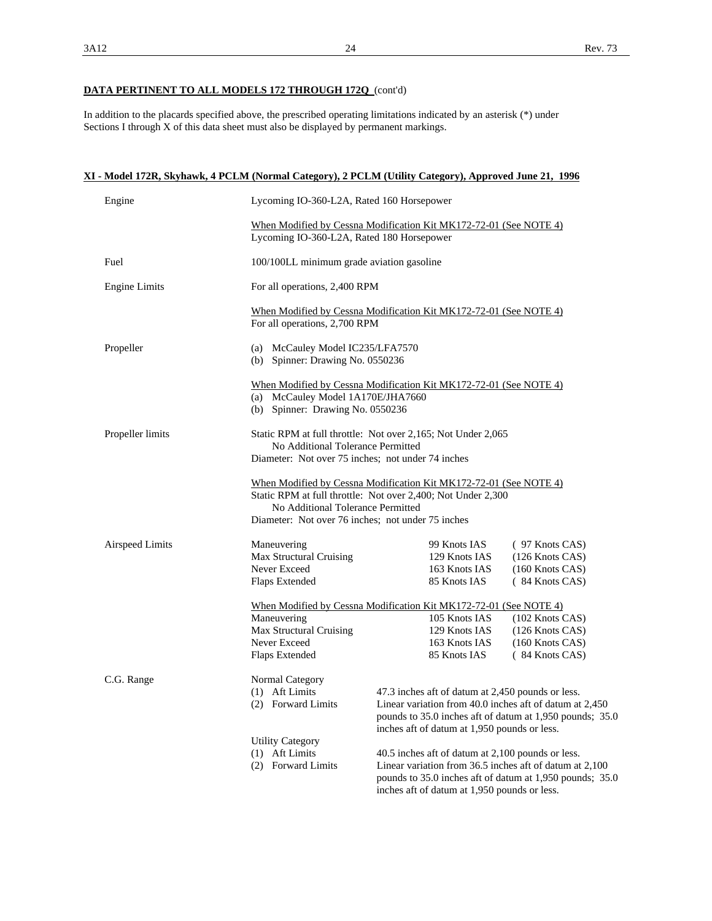**DATA PERTINENT TO ALL MODELS 172 THROUGH 172Q** (cont'd)

In addition to the placards specified above, the prescribed operating limitations indicated by an asterisk (*) under Sections I through X of this data sheet must also be displayed by permanent markings.

**XI - Model 172R, Skyhawk, 4 PCLM (Normal Category), 2 PCLM (Utility Category), Approved June 21, 1996**

| | |
|---|---|
| Engine | Lycoming IO-360-L2A, Rated 160 Horsepower<br><br>When Modified by Cessna Modification Kit MK172-72-01 (See NOTE 4)<br>Lycoming IO-360-L2A, Rated 180 Horsepower |
| Fuel | 100/100LL minimum grade aviation gasoline |
| Engine Limits | For all operations, 2,400 RPM<br><br>When Modified by Cessna Modification Kit MK172-72-01 (See NOTE 4)<br>For all operations, 2,700 RPM |
| Propeller | (a) McCauley Model IC235/LFA7570<br>(b) Spinner: Drawing No. 0550236<br><br>When Modified by Cessna Modification Kit MK172-72-01 (See NOTE 4)<br>(a) McCauley Model 1A170E/JHA7660<br>(b) Spinner: Drawing No. 0550236 |
| Propeller limits | Static RPM at full throttle: Not over 2,165; Not Under 2,065<br>No Additional Tolerance Permitted<br>Diameter: Not over 75 inches; not under 74 inches<br><br>When Modified by Cessna Modification Kit MK172-72-01 (See NOTE 4)<br>Static RPM at full throttle: Not over 2,400; Not Under 2,300<br>No Additional Tolerance Permitted<br>Diameter: Not over 76 inches; not under 75 inches |

Airspeed Limits

| | | |
|---|---|---|
| Maneuvering | 99 Knots IAS | ( 97 Knots CAS) |
| Max Structural Cruising | 129 Knots IAS | (126 Knots CAS) |
| Never Exceed | 163 Knots IAS | (160 Knots CAS) |
| Flaps Extended | 85 Knots IAS | ( 84 Knots CAS) |

When Modified by Cessna Modification Kit MK172-72-01 (See NOTE 4)

| | | |
|---|---|---|
| Maneuvering | 105 Knots IAS | (102 Knots CAS) |
| Max Structural Cruising | 129 Knots IAS | (126 Knots CAS) |
| Never Exceed | 163 Knots IAS | (160 Knots CAS) |
| Flaps Extended | 85 Knots IAS | ( 84 Knots CAS) |

C.G. Range

Normal Category

| | |
|---|---|
| (1) Aft Limits | 47.3 inches aft of datum at 2,450 pounds or less. |
| (2) Forward Limits | Linear variation from 40.0 inches aft of datum at 2,450 pounds to 35.0 inches aft of datum at 1,950 pounds; 35.0 inches aft of datum at 1,950 pounds or less. |

Utility Category

| | |
|---|---|
| (1) Aft Limits | 40.5 inches aft of datum at 2,100 pounds or less. |
| (2) Forward Limits | Linear variation from 36.5 inches aft of datum at 2,100 pounds to 35.0 inches aft of datum at 1,950 pounds; 35.0 inches aft of datum at 1,950 pounds or less. |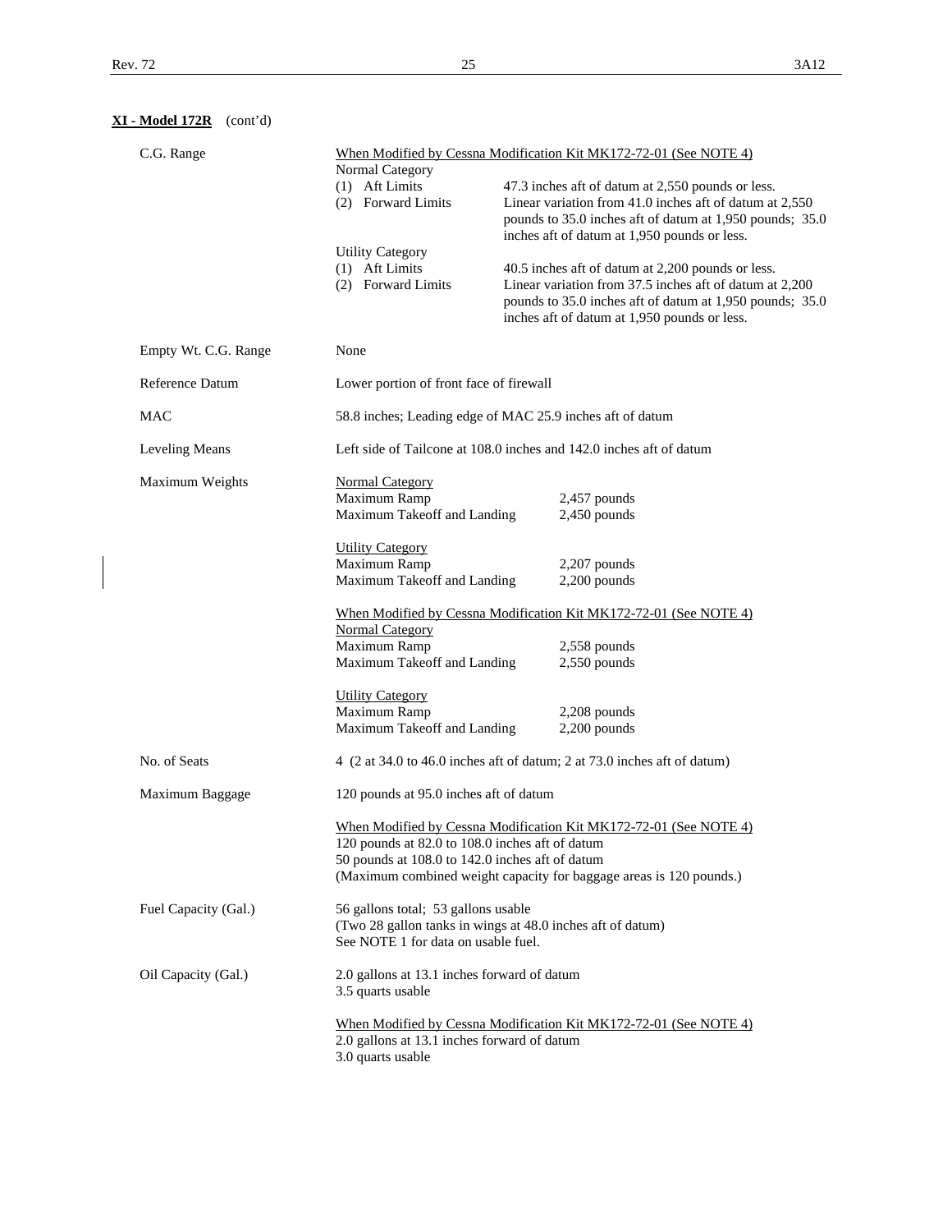**XI - Model 172R** (cont'd)

| | | |
|---|---|---|
| C.G. Range | When Modified by Cessna Modification Kit MK172-72-01 (See NOTE 4) | |
| | Normal Category | |
| | (1) Aft Limits | 47.3 inches aft of datum at 2,550 pounds or less. |
| | (2) Forward Limits | Linear variation from 41.0 inches aft of datum at 2,550 pounds to 35.0 inches aft of datum at 1,950 pounds; 35.0 inches aft of datum at 1,950 pounds or less. |
| | Utility Category | |
| | (1) Aft Limits | 40.5 inches aft of datum at 2,200 pounds or less. |
| | (2) Forward Limits | Linear variation from 37.5 inches aft of datum at 2,200 pounds to 35.0 inches aft of datum at 1,950 pounds; 35.0 inches aft of datum at 1,950 pounds or less. |
| Empty Wt. C.G. Range | None | |
| Reference Datum | Lower portion of front face of firewall | |
| MAC | 58.8 inches; Leading edge of MAC 25.9 inches aft of datum | |
| Leveling Means | Left side of Tailcone at 108.0 inches and 142.0 inches aft of datum | |
| Maximum Weights | Normal Category | |
| | Maximum Ramp | 2,457 pounds |
| | Maximum Takeoff and Landing | 2,450 pounds |
| | Utility Category | |
| | Maximum Ramp | 2,207 pounds |
| | Maximum Takeoff and Landing | 2,200 pounds |
| | When Modified by Cessna Modification Kit MK172-72-01 (See NOTE 4) | |
| | Normal Category | |
| | Maximum Ramp | 2,558 pounds |
| | Maximum Takeoff and Landing | 2,550 pounds |
| | Utility Category | |
| | Maximum Ramp | 2,208 pounds |
| | Maximum Takeoff and Landing | 2,200 pounds |
| No. of Seats | 4 (2 at 34.0 to 46.0 inches aft of datum; 2 at 73.0 inches aft of datum) | |
| Maximum Baggage | 120 pounds at 95.0 inches aft of datum | |
| | When Modified by Cessna Modification Kit MK172-72-01 (See NOTE 4)<br>120 pounds at 82.0 to 108.0 inches aft of datum<br>50 pounds at 108.0 to 142.0 inches aft of datum<br>(Maximum combined weight capacity for baggage areas is 120 pounds.) | |
| Fuel Capacity (Gal.) | 56 gallons total; 53 gallons usable<br>(Two 28 gallon tanks in wings at 48.0 inches aft of datum)<br>See NOTE 1 for data on usable fuel. | |
| Oil Capacity (Gal.) | 2.0 gallons at 13.1 inches forward of datum<br>3.5 quarts usable | |
| | When Modified by Cessna Modification Kit MK172-72-01 (See NOTE 4)<br>2.0 gallons at 13.1 inches forward of datum<br>3.0 quarts usable | |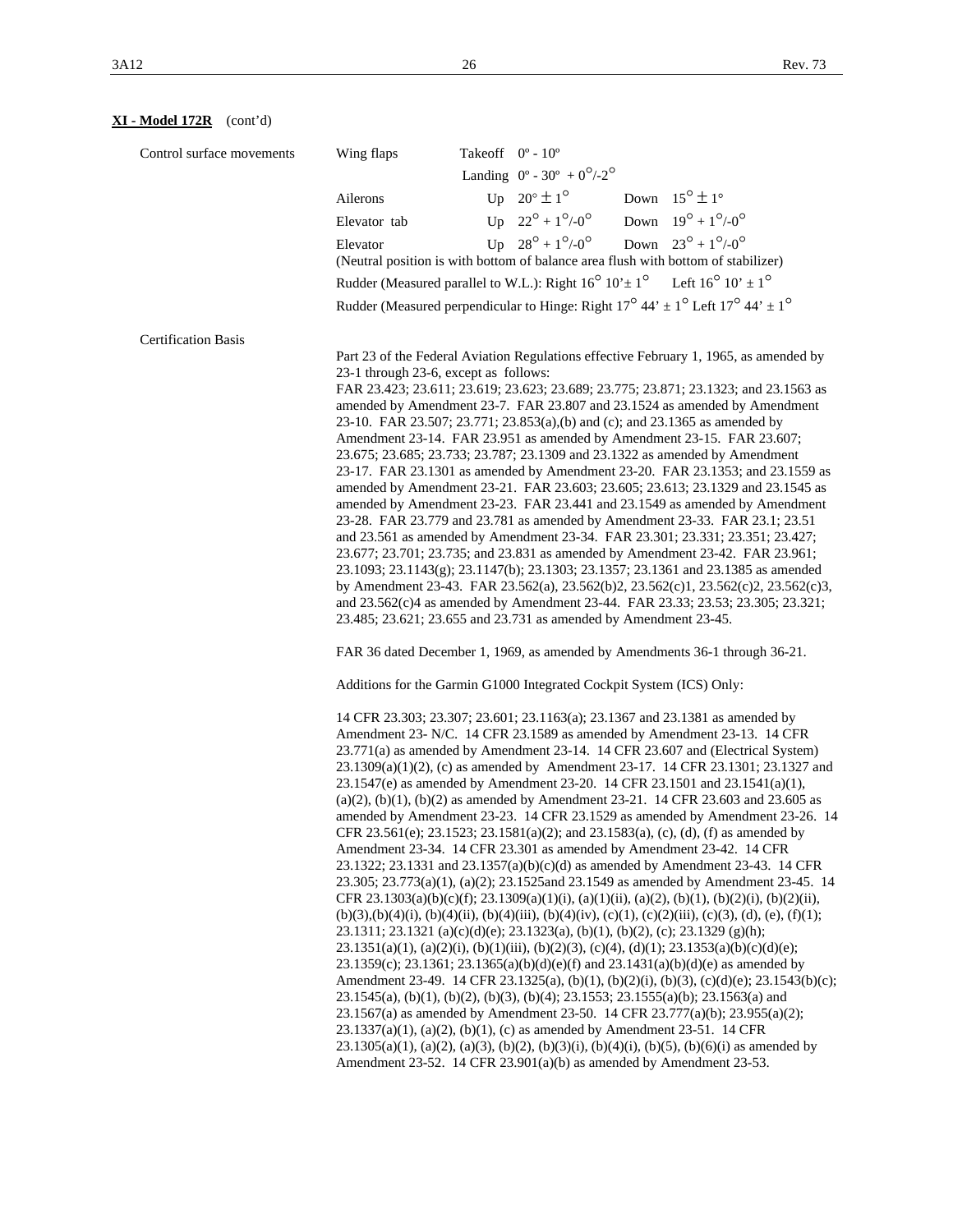**XI - Model 172R** (cont'd)

| Control surface movements | | | |
|---|---|---|---|
| Wing flaps | Takeoff $0^\circ$ - $10^\circ$ | | |
| | Landing $0^\circ$ - $30^\circ$ $+ 0^\circ/-2^\circ$ | | |
| Ailerons | Up $20^\circ \pm 1^\circ$ | Down $15^\circ \pm 1^\circ$ | |
| Elevator tab | Up $22^\circ + 1^\circ/-0^\circ$ | Down $19^\circ + 1^\circ/-0^\circ$ | |
| Elevator | Up $28^\circ + 1^\circ/-0^\circ$ | Down $23^\circ + 1^\circ/-0^\circ$ | |

(Neutral position is with bottom of balance area flush with bottom of stabilizer)

Rudder (Measured parallel to W.L.): Right $16^\circ$ 10'$\pm 1^\circ$ Left $16^\circ$ 10' $\pm 1^\circ$

Rudder (Measured perpendicular to Hinge: Right $17^\circ$ 44' $\pm 1^\circ$ Left $17^\circ$ 44' $\pm 1^\circ$

Certification Basis

Part 23 of the Federal Aviation Regulations effective February 1, 1965, as amended by 23-1 through 23-6, except as follows:
FAR 23.423; 23.611; 23.619; 23.623; 23.689; 23.775; 23.871; 23.1323; and 23.1563 as amended by Amendment 23-7. FAR 23.807 and 23.1524 as amended by Amendment 23-10. FAR 23.507; 23.771; 23.853(a),(b) and (c); and 23.1365 as amended by Amendment 23-14. FAR 23.951 as amended by Amendment 23-15. FAR 23.607; 23.675; 23.685; 23.733; 23.787; 23.1309 and 23.1322 as amended by Amendment 23-17. FAR 23.1301 as amended by Amendment 23-20. FAR 23.1353; and 23.1559 as amended by Amendment 23-21. FAR 23.603; 23.605; 23.613; 23.1329 and 23.1545 as amended by Amendment 23-23. FAR 23.441 and 23.1549 as amended by Amendment 23-28. FAR 23.779 and 23.781 as amended by Amendment 23-33. FAR 23.1; 23.51 and 23.561 as amended by Amendment 23-34. FAR 23.301; 23.331; 23.351; 23.427; 23.677; 23.701; 23.735; and 23.831 as amended by Amendment 23-42. FAR 23.961; 23.1093; 23.1143(g); 23.1147(b); 23.1303; 23.1357; 23.1361 and 23.1385 as amended by Amendment 23-43. FAR 23.562(a), 23.562(b)2, 23.562(c)1, 23.562(c)2, 23.562(c)3, and 23.562(c)4 as amended by Amendment 23-44. FAR 23.33; 23.53; 23.305; 23.321; 23.485; 23.621; 23.655 and 23.731 as amended by Amendment 23-45.

FAR 36 dated December 1, 1969, as amended by Amendments 36-1 through 36-21.

Additions for the Garmin G1000 Integrated Cockpit System (ICS) Only:

14 CFR 23.303; 23.307; 23.601; 23.1163(a); 23.1367 and 23.1381 as amended by Amendment 23- N/C. 14 CFR 23.1589 as amended by Amendment 23-13. 14 CFR 23.771(a) as amended by Amendment 23-14. 14 CFR 23.607 and (Electrical System) 23.1309(a)(1)(2), (c) as amended by Amendment 23-17. 14 CFR 23.1301; 23.1327 and 23.1547(e) as amended by Amendment 23-20. 14 CFR 23.1501 and 23.1541(a)(1), (a)(2), (b)(1), (b)(2) as amended by Amendment 23-21. 14 CFR 23.603 and 23.605 as amended by Amendment 23-23. 14 CFR 23.1529 as amended by Amendment 23-26. 14 CFR 23.561(e); 23.1523; 23.1581(a)(2); and 23.1583(a), (c), (d), (f) as amended by Amendment 23-34. 14 CFR 23.301 as amended by Amendment 23-42. 14 CFR 23.1322; 23.1331 and 23.1357(a)(b)(c)(d) as amended by Amendment 23-43. 14 CFR 23.305; 23.773(a)(1), (a)(2); 23.1525and 23.1549 as amended by Amendment 23-45. 14 CFR 23.1303(a)(b)(c)(f); 23.1309(a)(1)(i), (a)(1)(ii), (a)(2), (b)(1), (b)(2)(i), (b)(2)(ii), (b)(3),(b)(4)(i), (b)(4)(ii), (b)(4)(iii), (b)(4)(iv), (c)(1), (c)(2)(iii), (c)(3), (d), (e), (f)(1); 23.1311; 23.1321 (a)(c)(d)(e); 23.1323(a), (b)(1), (b)(2), (c); 23.1329 (g)(h); 23.1351(a)(1), (a)(2)(i), (b)(1)(iii), (b)(2)(3), (c)(4), (d)(1); 23.1353(a)(b)(c)(d)(e); 23.1359(c); 23.1361; 23.1365(a)(b)(d)(e)(f) and 23.1431(a)(b)(d)(e) as amended by Amendment 23-49. 14 CFR 23.1325(a), (b)(1), (b)(2)(i), (b)(3), (c)(d)(e); 23.1543(b)(c); 23.1545(a), (b)(1), (b)(2), (b)(3), (b)(4); 23.1553; 23.1555(a)(b); 23.1563(a) and 23.1567(a) as amended by Amendment 23-50. 14 CFR 23.777(a)(b); 23.955(a)(2); 23.1337(a)(1), (a)(2), (b)(1), (c) as amended by Amendment 23-51. 14 CFR 23.1305(a)(1), (a)(2), (a)(3), (b)(2), (b)(3)(i), (b)(4)(i), (b)(5), (b)(6)(i) as amended by Amendment 23-52. 14 CFR 23.901(a)(b) as amended by Amendment 23-53.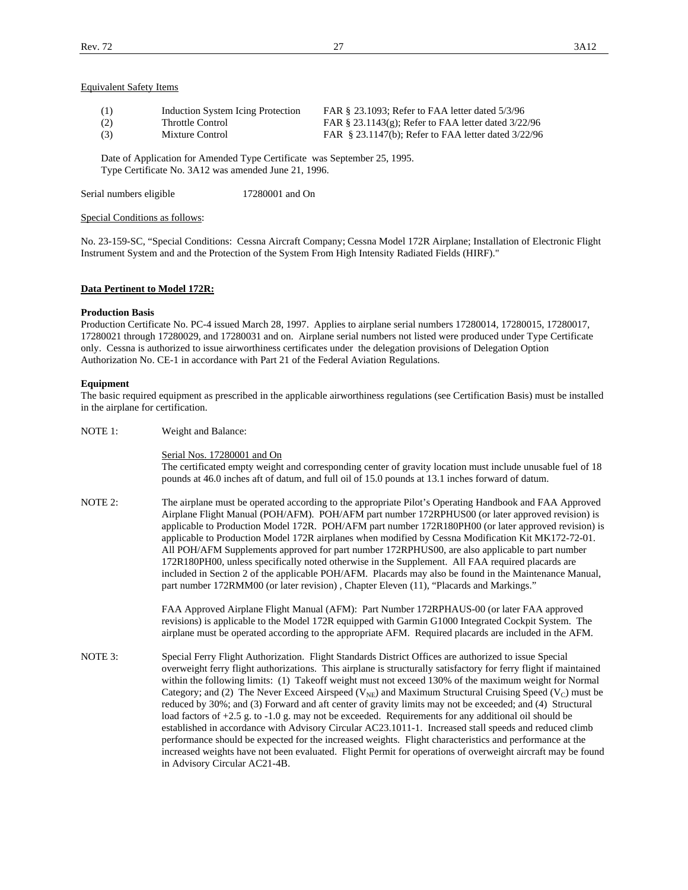Equivalent Safety Items

| | | |
|---|---|---|
| (1) | Induction System Icing Protection | FAR § 23.1093; Refer to FAA letter dated 5/3/96 |
| (2) | Throttle Control | FAR § 23.1143(g); Refer to FAA letter dated 3/22/96 |
| (3) | Mixture Control | FAR § 23.1147(b); Refer to FAA letter dated 3/22/96 |

Date of Application for Amended Type Certificate was September 25, 1995.
Type Certificate No. 3A12 was amended June 21, 1996.

Serial numbers eligible 17280001 and On

Special Conditions as follows:

No. 23-159-SC, "Special Conditions: Cessna Aircraft Company; Cessna Model 172R Airplane; Installation of Electronic Flight Instrument System and and the Protection of the System From High Intensity Radiated Fields (HIRF)."

**Data Pertinent to Model 172R:**

**Production Basis**
Production Certificate No. PC-4 issued March 28, 1997. Applies to airplane serial numbers 17280014, 17280015, 17280017, 17280021 through 17280029, and 17280031 and on. Airplane serial numbers not listed were produced under Type Certificate only. Cessna is authorized to issue airworthiness certificates under the delegation provisions of Delegation Option Authorization No. CE-1 in accordance with Part 21 of the Federal Aviation Regulations.

**Equipment**
The basic required equipment as prescribed in the applicable airworthiness regulations (see Certification Basis) must be installed in the airplane for certification.

NOTE 1: Weight and Balance:

Serial Nos. 17280001 and On
The certificated empty weight and corresponding center of gravity location must include unusable fuel of 18 pounds at 46.0 inches aft of datum, and full oil of 15.0 pounds at 13.1 inches forward of datum.

NOTE 2: The airplane must be operated according to the appropriate Pilot's Operating Handbook and FAA Approved Airplane Flight Manual (POH/AFM). POH/AFM part number 172RPHUS00 (or later approved revision) is applicable to Production Model 172R. POH/AFM part number 172R180PH00 (or later approved revision) is applicable to Production Model 172R airplanes when modified by Cessna Modification Kit MK172-72-01. All POH/AFM Supplements approved for part number 172RPHUS00, are also applicable to part number 172R180PH00, unless specifically noted otherwise in the Supplement. All FAA required placards are included in Section 2 of the applicable POH/AFM. Placards may also be found in the Maintenance Manual, part number 172RMM00 (or later revision) , Chapter Eleven (11), "Placards and Markings."

FAA Approved Airplane Flight Manual (AFM): Part Number 172RPHAUS-00 (or later FAA approved revisions) is applicable to the Model 172R equipped with Garmin G1000 Integrated Cockpit System. The airplane must be operated according to the appropriate AFM. Required placards are included in the AFM.

NOTE 3: Special Ferry Flight Authorization. Flight Standards District Offices are authorized to issue Special overweight ferry flight authorizations. This airplane is structurally satisfactory for ferry flight if maintained within the following limits: (1) Takeoff weight must not exceed 130% of the maximum weight for Normal Category; and (2) The Never Exceed Airspeed ($V_{NE}$) and Maximum Structural Cruising Speed ($V_C$) must be reduced by 30%; and (3) Forward and aft center of gravity limits may not be exceeded; and (4) Structural load factors of +2.5 g. to -1.0 g. may not be exceeded. Requirements for any additional oil should be established in accordance with Advisory Circular AC23.1011-1. Increased stall speeds and reduced climb performance should be expected for the increased weights. Flight characteristics and performance at the increased weights have not been evaluated. Flight Permit for operations of overweight aircraft may be found in Advisory Circular AC21-4B.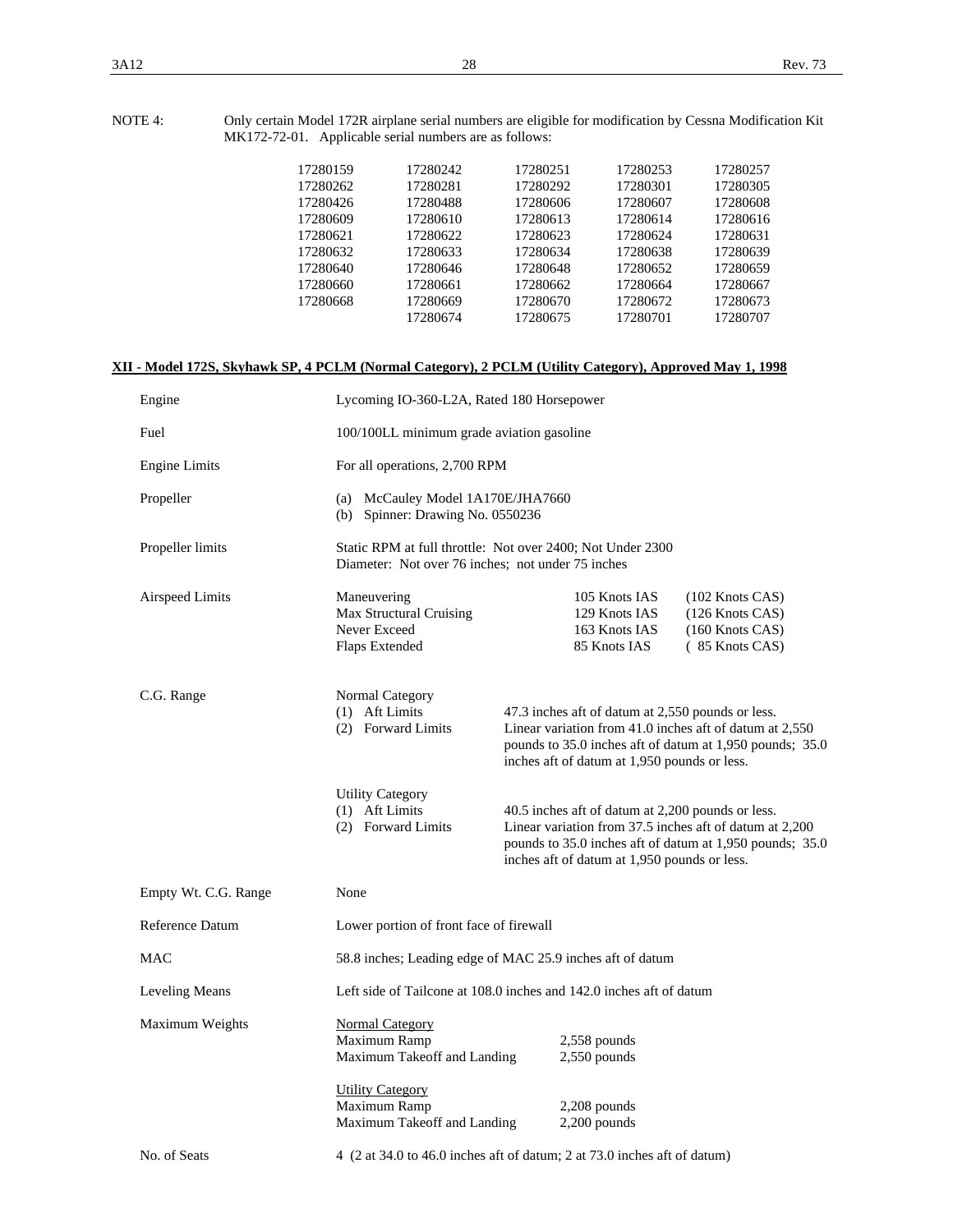NOTE 4: Only certain Model 172R airplane serial numbers are eligible for modification by Cessna Modification Kit MK172-72-01. Applicable serial numbers are as follows:

| | | | | |
|---|---|---|---|---|
| 17280159 | 17280242 | 17280251 | 17280253 | 17280257 |
| 17280262 | 17280281 | 17280292 | 17280301 | 17280305 |
| 17280426 | 17280488 | 17280606 | 17280607 | 17280608 |
| 17280609 | 17280610 | 17280613 | 17280614 | 17280616 |
| 17280621 | 17280622 | 17280623 | 17280624 | 17280631 |
| 17280632 | 17280633 | 17280634 | 17280638 | 17280639 |
| 17280640 | 17280646 | 17280648 | 17280652 | 17280659 |
| 17280660 | 17280661 | 17280662 | 17280664 | 17280667 |
| 17280668 | 17280669 | 17280670 | 17280672 | 17280673 |
| | 17280674 | 17280675 | 17280701 | 17280707 |

## XII - Model 172S, Skyhawk SP, 4 PCLM (Normal Category), 2 PCLM (Utility Category), Approved May 1, 1998

**Engine** Lycoming IO-360-L2A, Rated 180 Horsepower

**Fuel** 100/100LL minimum grade aviation gasoline

**Engine Limits** For all operations, 2,700 RPM

**Propeller**
(a) McCauley Model 1A170E/JHA7660
(b) Spinner: Drawing No. 0550236

**Propeller limits** Static RPM at full throttle: Not over 2400; Not Under 2300
Diameter: Not over 76 inches; not under 75 inches

**Airspeed Limits**

| | | |
|---|---|---|
| Maneuvering | 105 Knots IAS | (102 Knots CAS) |
| Max Structural Cruising | 129 Knots IAS | (126 Knots CAS) |
| Never Exceed | 163 Knots IAS | (160 Knots CAS) |
| Flaps Extended | 85 Knots IAS | ( 85 Knots CAS) |

**C.G. Range**

Normal Category
(1) Aft Limits — 47.3 inches aft of datum at 2,550 pounds or less.
(2) Forward Limits — Linear variation from 41.0 inches aft of datum at 2,550 pounds to 35.0 inches aft of datum at 1,950 pounds; 35.0 inches aft of datum at 1,950 pounds or less.

Utility Category
(1) Aft Limits — 40.5 inches aft of datum at 2,200 pounds or less.
(2) Forward Limits — Linear variation from 37.5 inches aft of datum at 2,200 pounds to 35.0 inches aft of datum at 1,950 pounds; 35.0 inches aft of datum at 1,950 pounds or less.

**Empty Wt. C.G. Range** None

**Reference Datum** Lower portion of front face of firewall

**MAC** 58.8 inches; Leading edge of MAC 25.9 inches aft of datum

**Leveling Means** Left side of Tailcone at 108.0 inches and 142.0 inches aft of datum

**Maximum Weights**

Normal Category
Maximum Ramp — 2,558 pounds
Maximum Takeoff and Landing — 2,550 pounds

Utility Category
Maximum Ramp — 2,208 pounds
Maximum Takeoff and Landing — 2,200 pounds

**No. of Seats** 4 (2 at 34.0 to 46.0 inches aft of datum; 2 at 73.0 inches aft of datum)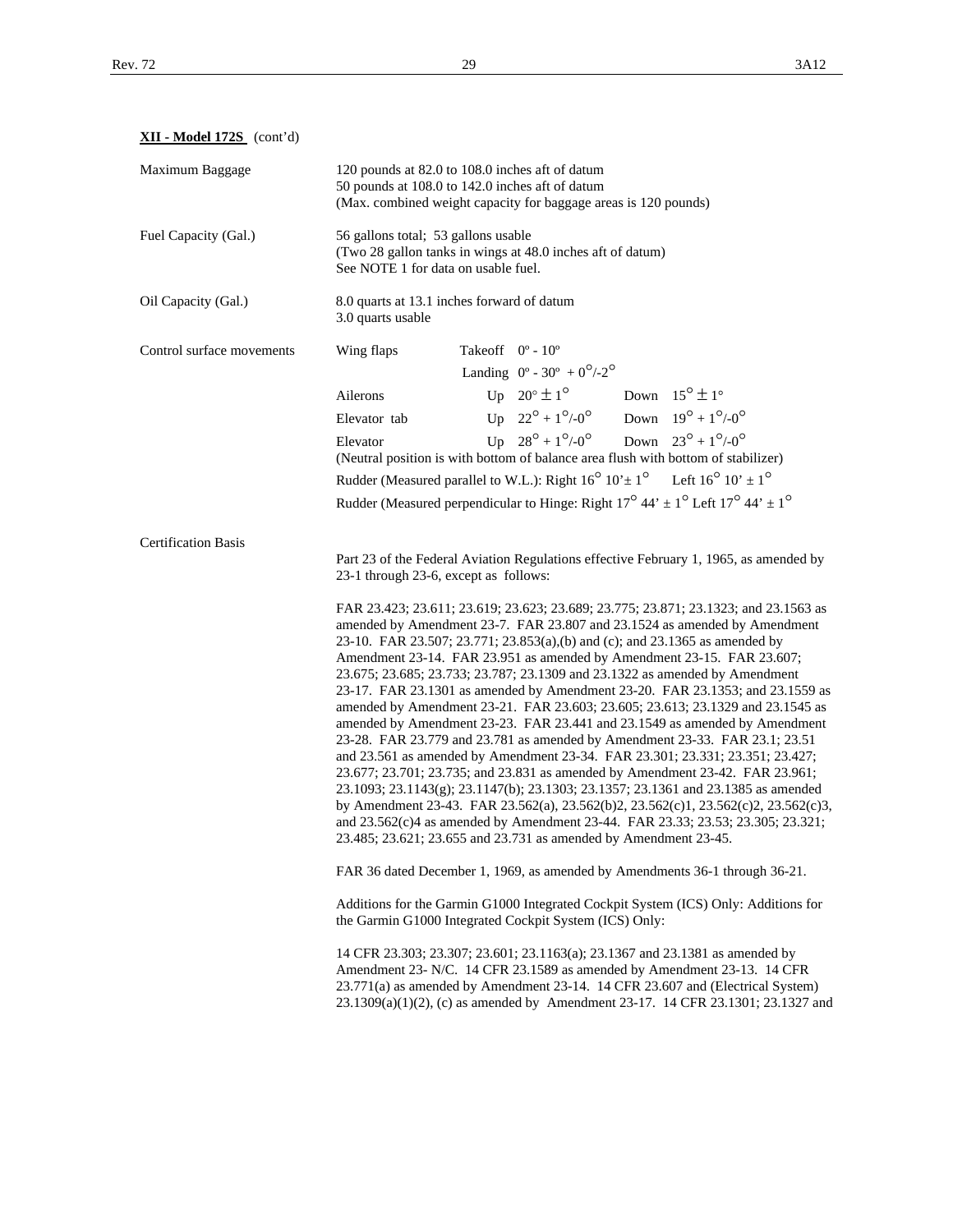**XII - Model 172S** (cont'd)

| | |
|---|---|
| Maximum Baggage | 120 pounds at 82.0 to 108.0 inches aft of datum<br>50 pounds at 108.0 to 142.0 inches aft of datum<br>(Max. combined weight capacity for baggage areas is 120 pounds) |
| Fuel Capacity (Gal.) | 56 gallons total; 53 gallons usable<br>(Two 28 gallon tanks in wings at 48.0 inches aft of datum)<br>See NOTE 1 for data on usable fuel. |
| Oil Capacity (Gal.) | 8.0 quarts at 13.1 inches forward of datum<br>3.0 quarts usable |

Control surface movements

| | | | |
|---|---|---|---|
| Wing flaps | Takeoff $0^{\circ}$ - $10^{\circ}$ | | |
| | Landing $0^{\circ}$ - $30^{\circ}$ $+0^{\circ}/-2^{\circ}$ | | |
| Ailerons | Up $20^{\circ} \pm 1^{\circ}$ | Down $15^{\circ} \pm 1^{\circ}$ | |
| Elevator tab | Up $22^{\circ} + 1^{\circ}/-0^{\circ}$ | Down $19^{\circ} + 1^{\circ}/-0^{\circ}$ | |
| Elevator | Up $28^{\circ} + 1^{\circ}/-0^{\circ}$ | Down $23^{\circ} + 1^{\circ}/-0^{\circ}$ | |

(Neutral position is with bottom of balance area flush with bottom of stabilizer)

Rudder (Measured parallel to W.L.): Right $16^{\circ}$ 10' $\pm 1^{\circ}$ Left $16^{\circ}$ 10' $\pm 1^{\circ}$

Rudder (Measured perpendicular to Hinge: Right $17^{\circ}$ 44' $\pm 1^{\circ}$ Left $17^{\circ}$ 44' $\pm 1^{\circ}$

Certification Basis

Part 23 of the Federal Aviation Regulations effective February 1, 1965, as amended by 23-1 through 23-6, except as follows:

FAR 23.423; 23.611; 23.619; 23.623; 23.689; 23.775; 23.871; 23.1323; and 23.1563 as amended by Amendment 23-7. FAR 23.807 and 23.1524 as amended by Amendment 23-10. FAR 23.507; 23.771; 23.853(a),(b) and (c); and 23.1365 as amended by Amendment 23-14. FAR 23.951 as amended by Amendment 23-15. FAR 23.607; 23.675; 23.685; 23.733; 23.787; 23.1309 and 23.1322 as amended by Amendment 23-17. FAR 23.1301 as amended by Amendment 23-20. FAR 23.1353; and 23.1559 as amended by Amendment 23-21. FAR 23.603; 23.605; 23.613; 23.1329 and 23.1545 as amended by Amendment 23-23. FAR 23.441 and 23.1549 as amended by Amendment 23-28. FAR 23.779 and 23.781 as amended by Amendment 23-33. FAR 23.1; 23.51 and 23.561 as amended by Amendment 23-34. FAR 23.301; 23.331; 23.351; 23.427; 23.677; 23.701; 23.735; and 23.831 as amended by Amendment 23-42. FAR 23.961; 23.1093; 23.1143(g); 23.1147(b); 23.1303; 23.1357; 23.1361 and 23.1385 as amended by Amendment 23-43. FAR 23.562(a), 23.562(b)2, 23.562(c)1, 23.562(c)2, 23.562(c)3, and 23.562(c)4 as amended by Amendment 23-44. FAR 23.33; 23.53; 23.305; 23.321; 23.485; 23.621; 23.655 and 23.731 as amended by Amendment 23-45.

FAR 36 dated December 1, 1969, as amended by Amendments 36-1 through 36-21.

Additions for the Garmin G1000 Integrated Cockpit System (ICS) Only: Additions for the Garmin G1000 Integrated Cockpit System (ICS) Only:

14 CFR 23.303; 23.307; 23.601; 23.1163(a); 23.1367 and 23.1381 as amended by Amendment 23- N/C. 14 CFR 23.1589 as amended by Amendment 23-13. 14 CFR 23.771(a) as amended by Amendment 23-14. 14 CFR 23.607 and (Electrical System) 23.1309(a)(1)(2), (c) as amended by Amendment 23-17. 14 CFR 23.1301; 23.1327 and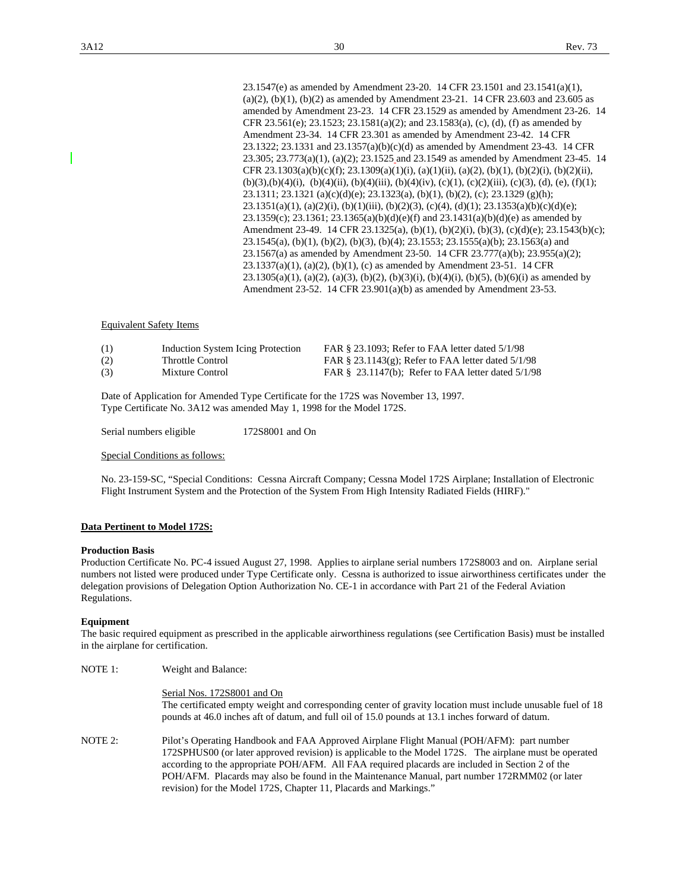23.1547(e) as amended by Amendment 23-20. 14 CFR 23.1501 and 23.1541(a)(1), (a)(2), (b)(1), (b)(2) as amended by Amendment 23-21. 14 CFR 23.603 and 23.605 as amended by Amendment 23-23. 14 CFR 23.1529 as amended by Amendment 23-26. 14 CFR 23.561(e); 23.1523; 23.1581(a)(2); and 23.1583(a), (c), (d), (f) as amended by Amendment 23-34. 14 CFR 23.301 as amended by Amendment 23-42. 14 CFR 23.1322; 23.1331 and 23.1357(a)(b)(c)(d) as amended by Amendment 23-43. 14 CFR 23.305; 23.773(a)(1), (a)(2); 23.1525 and 23.1549 as amended by Amendment 23-45. 14 CFR 23.1303(a)(b)(c)(f); 23.1309(a)(1)(i), (a)(1)(ii), (a)(2), (b)(1), (b)(2)(i), (b)(2)(ii), (b)(3),(b)(4)(i), (b)(4)(ii), (b)(4)(iii), (b)(4)(iv), (c)(1), (c)(2)(iii), (c)(3), (d), (e), (f)(1); 23.1311; 23.1321 (a)(c)(d)(e); 23.1323(a), (b)(1), (b)(2), (c); 23.1329 (g)(h); 23.1351(a)(1), (a)(2)(i), (b)(1)(iii), (b)(2)(3), (c)(4), (d)(1); 23.1353(a)(b)(c)(d)(e); 23.1359(c); 23.1361; 23.1365(a)(b)(d)(e)(f) and 23.1431(a)(b)(d)(e) as amended by Amendment 23-49. 14 CFR 23.1325(a), (b)(1), (b)(2)(i), (b)(3), (c)(d)(e); 23.1543(b)(c); 23.1545(a), (b)(1), (b)(2), (b)(3), (b)(4); 23.1553; 23.1555(a)(b); 23.1563(a) and 23.1567(a) as amended by Amendment 23-50. 14 CFR 23.777(a)(b); 23.955(a)(2); 23.1337(a)(1), (a)(2), (b)(1), (c) as amended by Amendment 23-51. 14 CFR 23.1305(a)(1), (a)(2), (a)(3), (b)(2), (b)(3)(i), (b)(4)(i), (b)(5), (b)(6)(i) as amended by Amendment 23-52. 14 CFR 23.901(a)(b) as amended by Amendment 23-53.

Equivalent Safety Items

| | | |
|---|---|---|
| (1) | Induction System Icing Protection | FAR § 23.1093; Refer to FAA letter dated 5/1/98 |
| (2) | Throttle Control | FAR § 23.1143(g); Refer to FAA letter dated 5/1/98 |
| (3) | Mixture Control | FAR § 23.1147(b); Refer to FAA letter dated 5/1/98 |

Date of Application for Amended Type Certificate for the 172S was November 13, 1997.
Type Certificate No. 3A12 was amended May 1, 1998 for the Model 172S.

Serial numbers eligible 172S8001 and On

Special Conditions as follows:

No. 23-159-SC, "Special Conditions: Cessna Aircraft Company; Cessna Model 172S Airplane; Installation of Electronic Flight Instrument System and the Protection of the System From High Intensity Radiated Fields (HIRF)."

**Data Pertinent to Model 172S:**

**Production Basis**
Production Certificate No. PC-4 issued August 27, 1998. Applies to airplane serial numbers 172S8003 and on. Airplane serial numbers not listed were produced under Type Certificate only. Cessna is authorized to issue airworthiness certificates under the delegation provisions of Delegation Option Authorization No. CE-1 in accordance with Part 21 of the Federal Aviation Regulations.

**Equipment**
The basic required equipment as prescribed in the applicable airworthiness regulations (see Certification Basis) must be installed in the airplane for certification.

NOTE 1: Weight and Balance:

Serial Nos. 172S8001 and On
The certificated empty weight and corresponding center of gravity location must include unusable fuel of 18 pounds at 46.0 inches aft of datum, and full oil of 15.0 pounds at 13.1 inches forward of datum.

NOTE 2: Pilot's Operating Handbook and FAA Approved Airplane Flight Manual (POH/AFM): part number 172SPHUS00 (or later approved revision) is applicable to the Model 172S. The airplane must be operated according to the appropriate POH/AFM. All FAA required placards are included in Section 2 of the POH/AFM. Placards may also be found in the Maintenance Manual, part number 172RMM02 (or later revision) for the Model 172S, Chapter 11, Placards and Markings."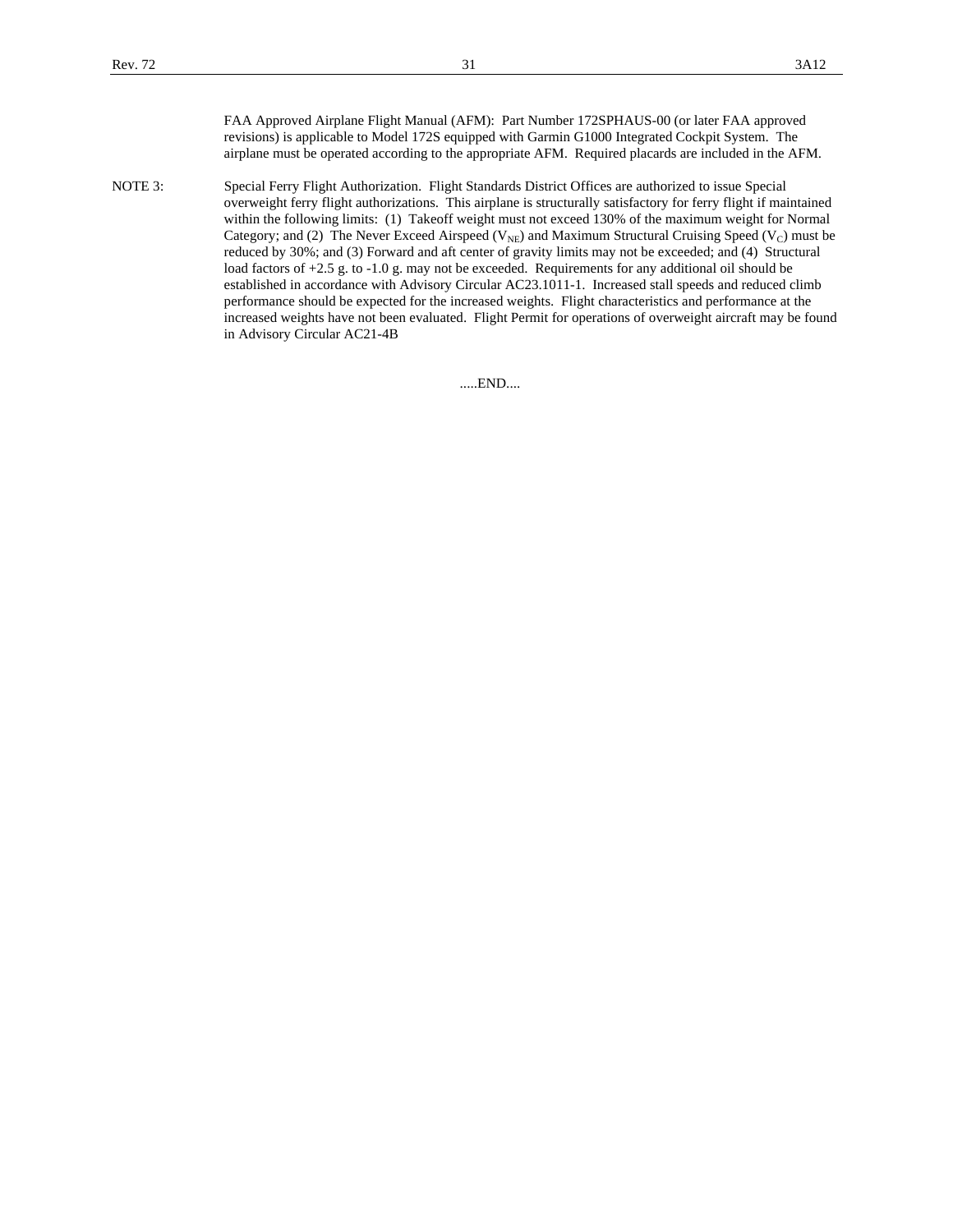FAA Approved Airplane Flight Manual (AFM): Part Number 172SPHAUS-00 (or later FAA approved revisions) is applicable to Model 172S equipped with Garmin G1000 Integrated Cockpit System. The airplane must be operated according to the appropriate AFM. Required placards are included in the AFM.

NOTE 3: Special Ferry Flight Authorization. Flight Standards District Offices are authorized to issue Special overweight ferry flight authorizations. This airplane is structurally satisfactory for ferry flight if maintained within the following limits: (1) Takeoff weight must not exceed 130% of the maximum weight for Normal Category; and (2) The Never Exceed Airspeed ($V_{NE}$) and Maximum Structural Cruising Speed ($V_C$) must be reduced by 30%; and (3) Forward and aft center of gravity limits may not be exceeded; and (4) Structural load factors of +2.5 g. to -1.0 g. may not be exceeded. Requirements for any additional oil should be established in accordance with Advisory Circular AC23.1011-1. Increased stall speeds and reduced climb performance should be expected for the increased weights. Flight characteristics and performance at the increased weights have not been evaluated. Flight Permit for operations of overweight aircraft may be found in Advisory Circular AC21-4B

.....END....